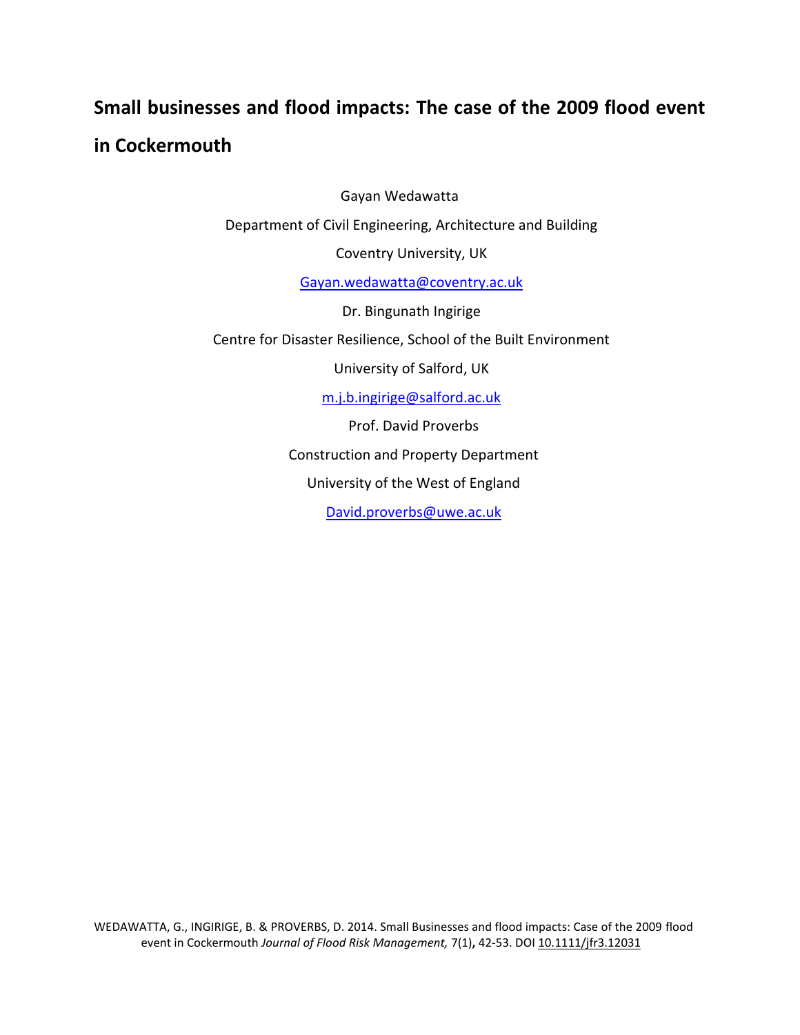# Small businesses and flood impacts: The case of the 2009 flood event in Cockermouth

Gayan Wedawatta

Department of Civil Engineering, Architecture and Building

Coventry University, UK

Gayan.wedawatta@coventry.ac.uk

Dr. Bingunath Ingirige

Centre for Disaster Resilience, School of the Built Environment

University of Salford, UK

m.j.b.ingirige@salford.ac.uk

Prof. David Proverbs

Construction and Property Department

University of the West of England

David.proverbs@uwe.ac.uk

WEDAWATTA, G., INGIRIGE, B. & PROVERBS, D. 2014. Small Businesses and flood impacts: Case of the 2009 flood event in Cockermouth *Journal of Flood Risk Management,* 7(1)**,** 42-53. DOI 10.1111/jfr3.12031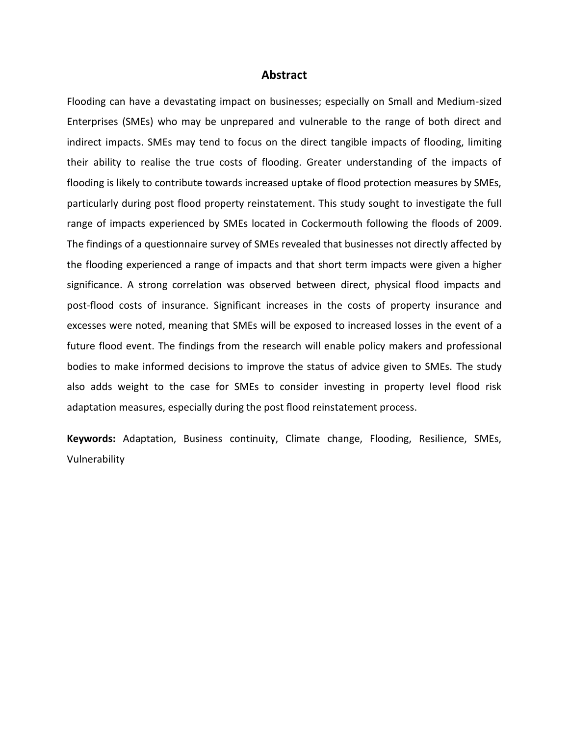## Abstract

Flooding can have a devastating impact on businesses; especially on Small and Medium-sized Enterprises (SMEs) who may be unprepared and vulnerable to the range of both direct and indirect impacts. SMEs may tend to focus on the direct tangible impacts of flooding, limiting their ability to realise the true costs of flooding. Greater understanding of the impacts of flooding is likely to contribute towards increased uptake of flood protection measures by SMEs, particularly during post flood property reinstatement. This study sought to investigate the full range of impacts experienced by SMEs located in Cockermouth following the floods of 2009. The findings of a questionnaire survey of SMEs revealed that businesses not directly affected by the flooding experienced a range of impacts and that short term impacts were given a higher significance. A strong correlation was observed between direct, physical flood impacts and post-flood costs of insurance. Significant increases in the costs of property insurance and excesses were noted, meaning that SMEs will be exposed to increased losses in the event of a future flood event. The findings from the research will enable policy makers and professional bodies to make informed decisions to improve the status of advice given to SMEs. The study also adds weight to the case for SMEs to consider investing in property level flood risk adaptation measures, especially during the post flood reinstatement process.

**Keywords:** Adaptation, Business continuity, Climate change, Flooding, Resilience, SMEs, Vulnerability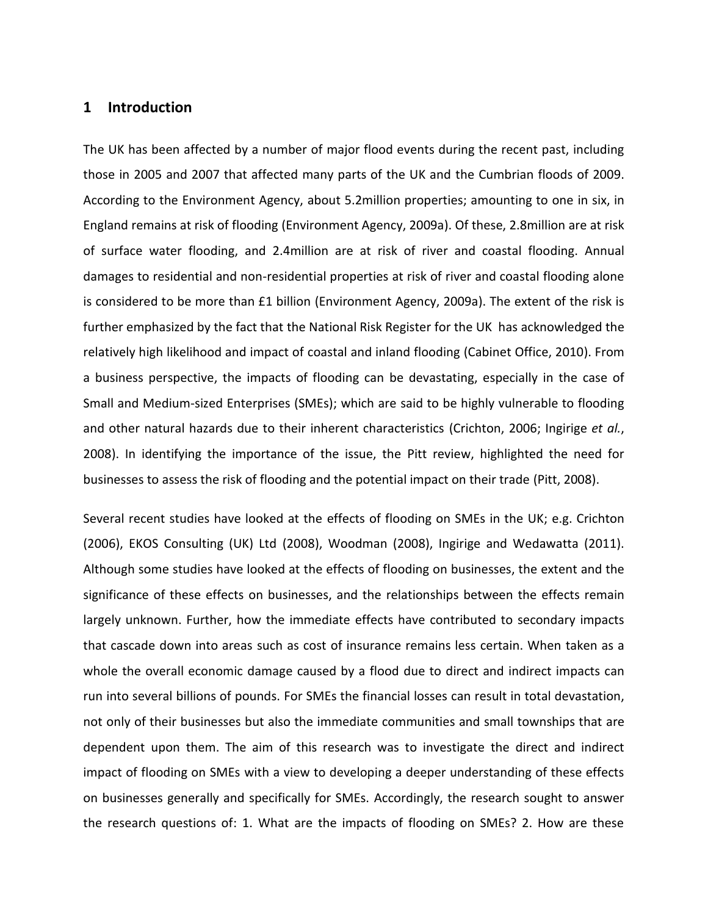# 1 Introduction

The UK has been affected by a number of major flood events during the recent past, including those in 2005 and 2007 that affected many parts of the UK and the Cumbrian floods of 2009. According to the Environment Agency, about 5.2million properties; amounting to one in six, in England remains at risk of flooding (Environment Agency, 2009a). Of these, 2.8million are at risk of surface water flooding, and 2.4million are at risk of river and coastal flooding. Annual damages to residential and non-residential properties at risk of river and coastal flooding alone is considered to be more than £1 billion (Environment Agency, 2009a). The extent of the risk is further emphasized by the fact that the National Risk Register for the UK has acknowledged the relatively high likelihood and impact of coastal and inland flooding (Cabinet Office, 2010). From a business perspective, the impacts of flooding can be devastating, especially in the case of Small and Medium-sized Enterprises (SMEs); which are said to be highly vulnerable to flooding and other natural hazards due to their inherent characteristics (Crichton, 2006; Ingirige *et al.*, 2008). In identifying the importance of the issue, the Pitt review, highlighted the need for businesses to assess the risk of flooding and the potential impact on their trade (Pitt, 2008).

Several recent studies have looked at the effects of flooding on SMEs in the UK; e.g. Crichton (2006), EKOS Consulting (UK) Ltd (2008), Woodman (2008), Ingirige and Wedawatta (2011). Although some studies have looked at the effects of flooding on businesses, the extent and the significance of these effects on businesses, and the relationships between the effects remain largely unknown. Further, how the immediate effects have contributed to secondary impacts that cascade down into areas such as cost of insurance remains less certain. When taken as a whole the overall economic damage caused by a flood due to direct and indirect impacts can run into several billions of pounds. For SMEs the financial losses can result in total devastation, not only of their businesses but also the immediate communities and small townships that are dependent upon them. The aim of this research was to investigate the direct and indirect impact of flooding on SMEs with a view to developing a deeper understanding of these effects on businesses generally and specifically for SMEs. Accordingly, the research sought to answer the research questions of: 1. What are the impacts of flooding on SMEs? 2. How are these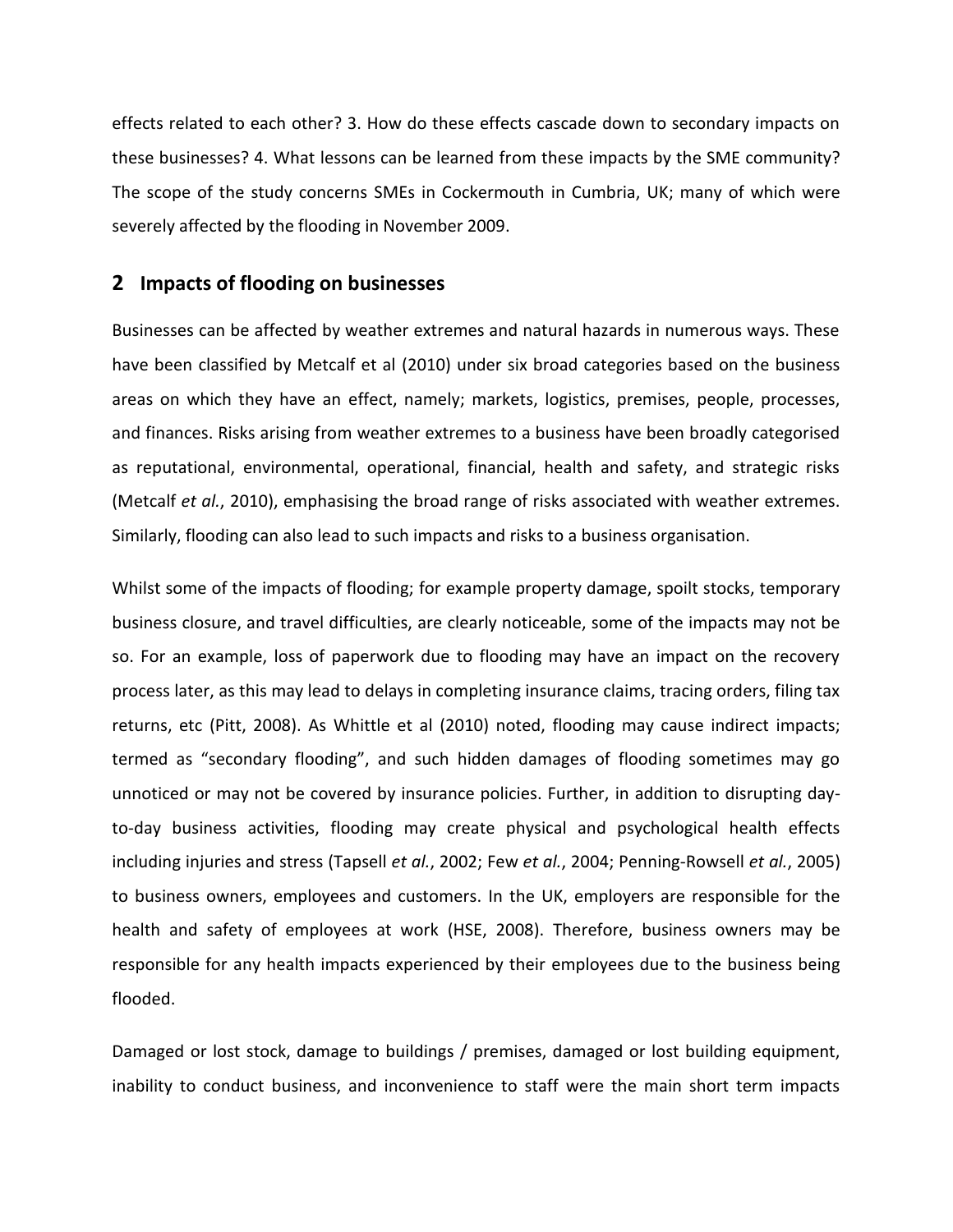effects related to each other? 3. How do these effects cascade down to secondary impacts on these businesses? 4. What lessons can be learned from these impacts by the SME community? The scope of the study concerns SMEs in Cockermouth in Cumbria, UK; many of which were severely affected by the flooding in November 2009.

## 2 Impacts of flooding on businesses

Businesses can be affected by weather extremes and natural hazards in numerous ways. These have been classified by Metcalf et al (2010) under six broad categories based on the business areas on which they have an effect, namely; markets, logistics, premises, people, processes, and finances. Risks arising from weather extremes to a business have been broadly categorised as reputational, environmental, operational, financial, health and safety, and strategic risks (Metcalf *et al.*, 2010), emphasising the broad range of risks associated with weather extremes. Similarly, flooding can also lead to such impacts and risks to a business organisation.

Whilst some of the impacts of flooding; for example property damage, spoilt stocks, temporary business closure, and travel difficulties, are clearly noticeable, some of the impacts may not be so. For an example, loss of paperwork due to flooding may have an impact on the recovery process later, as this may lead to delays in completing insurance claims, tracing orders, filing tax returns, etc (Pitt, 2008). As Whittle et al (2010) noted, flooding may cause indirect impacts; termed as "secondary flooding", and such hidden damages of flooding sometimes may go unnoticed or may not be covered by insurance policies. Further, in addition to disrupting day-to-day business activities, flooding may create physical and psychological health effects including injuries and stress (Tapsell *et al.*, 2002; Few *et al.*, 2004; Penning-Rowsell *et al.*, 2005) to business owners, employees and customers. In the UK, employers are responsible for the health and safety of employees at work (HSE, 2008). Therefore, business owners may be responsible for any health impacts experienced by their employees due to the business being flooded.

Damaged or lost stock, damage to buildings / premises, damaged or lost building equipment, inability to conduct business, and inconvenience to staff were the main short term impacts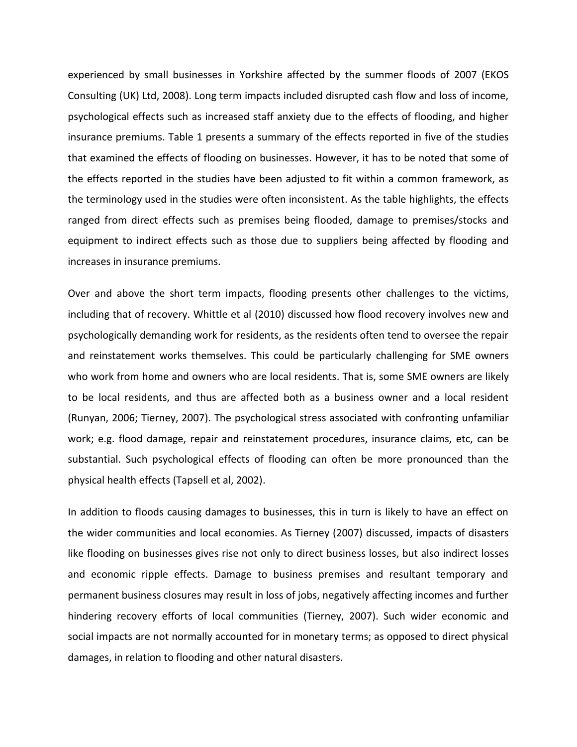experienced by small businesses in Yorkshire affected by the summer floods of 2007 (EKOS Consulting (UK) Ltd, 2008). Long term impacts included disrupted cash flow and loss of income, psychological effects such as increased staff anxiety due to the effects of flooding, and higher insurance premiums. Table 1 presents a summary of the effects reported in five of the studies that examined the effects of flooding on businesses. However, it has to be noted that some of the effects reported in the studies have been adjusted to fit within a common framework, as the terminology used in the studies were often inconsistent. As the table highlights, the effects ranged from direct effects such as premises being flooded, damage to premises/stocks and equipment to indirect effects such as those due to suppliers being affected by flooding and increases in insurance premiums.

Over and above the short term impacts, flooding presents other challenges to the victims, including that of recovery. Whittle et al (2010) discussed how flood recovery involves new and psychologically demanding work for residents, as the residents often tend to oversee the repair and reinstatement works themselves. This could be particularly challenging for SME owners who work from home and owners who are local residents. That is, some SME owners are likely to be local residents, and thus are affected both as a business owner and a local resident (Runyan, 2006; Tierney, 2007). The psychological stress associated with confronting unfamiliar work; e.g. flood damage, repair and reinstatement procedures, insurance claims, etc, can be substantial. Such psychological effects of flooding can often be more pronounced than the physical health effects (Tapsell et al, 2002).

In addition to floods causing damages to businesses, this in turn is likely to have an effect on the wider communities and local economies. As Tierney (2007) discussed, impacts of disasters like flooding on businesses gives rise not only to direct business losses, but also indirect losses and economic ripple effects. Damage to business premises and resultant temporary and permanent business closures may result in loss of jobs, negatively affecting incomes and further hindering recovery efforts of local communities (Tierney, 2007). Such wider economic and social impacts are not normally accounted for in monetary terms; as opposed to direct physical damages, in relation to flooding and other natural disasters.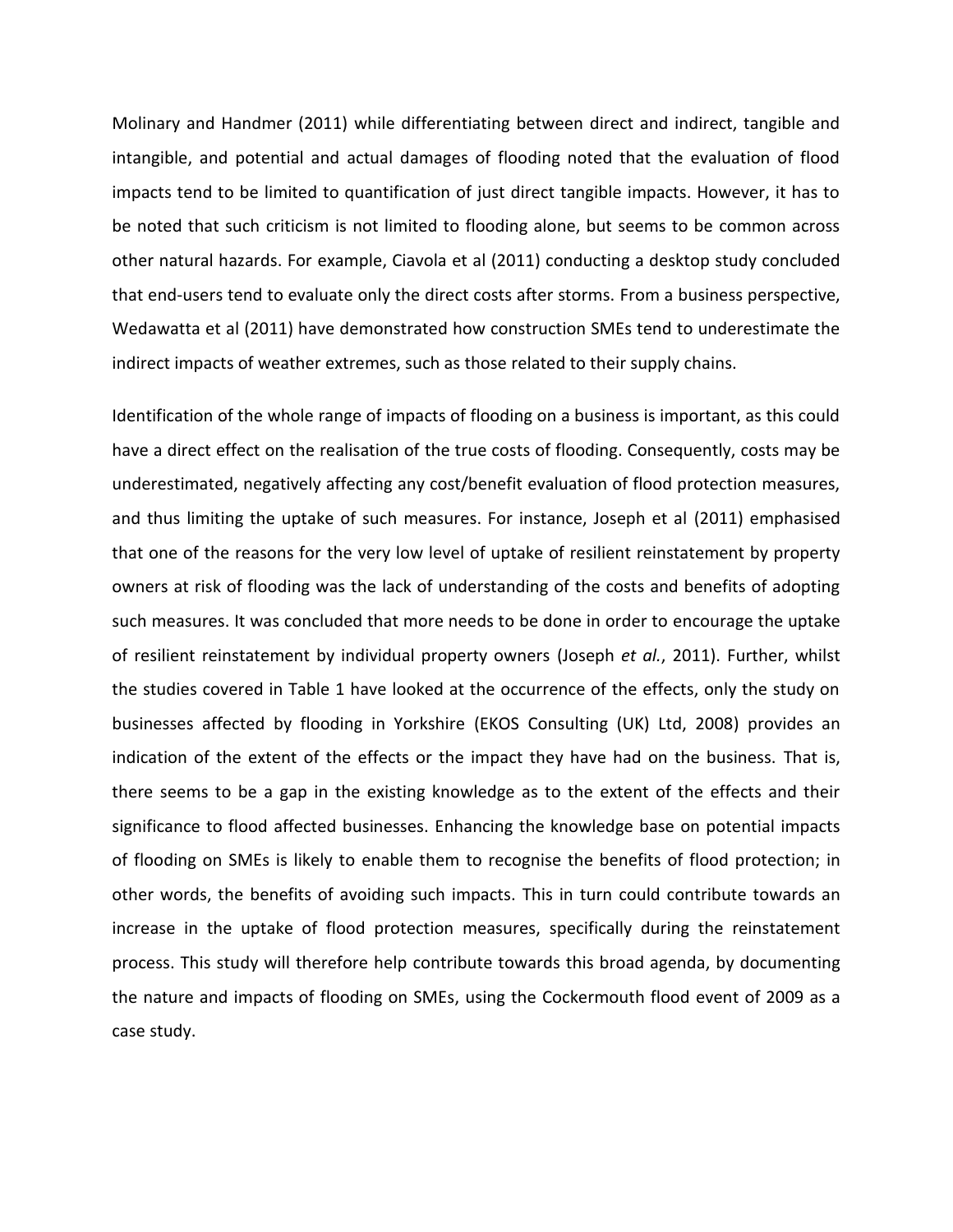Molinary and Handmer (2011) while differentiating between direct and indirect, tangible and intangible, and potential and actual damages of flooding noted that the evaluation of flood impacts tend to be limited to quantification of just direct tangible impacts. However, it has to be noted that such criticism is not limited to flooding alone, but seems to be common across other natural hazards. For example, Ciavola et al (2011) conducting a desktop study concluded that end-users tend to evaluate only the direct costs after storms. From a business perspective, Wedawatta et al (2011) have demonstrated how construction SMEs tend to underestimate the indirect impacts of weather extremes, such as those related to their supply chains.

Identification of the whole range of impacts of flooding on a business is important, as this could have a direct effect on the realisation of the true costs of flooding. Consequently, costs may be underestimated, negatively affecting any cost/benefit evaluation of flood protection measures, and thus limiting the uptake of such measures. For instance, Joseph et al (2011) emphasised that one of the reasons for the very low level of uptake of resilient reinstatement by property owners at risk of flooding was the lack of understanding of the costs and benefits of adopting such measures. It was concluded that more needs to be done in order to encourage the uptake of resilient reinstatement by individual property owners (Joseph *et al.*, 2011). Further, whilst the studies covered in Table 1 have looked at the occurrence of the effects, only the study on businesses affected by flooding in Yorkshire (EKOS Consulting (UK) Ltd, 2008) provides an indication of the extent of the effects or the impact they have had on the business. That is, there seems to be a gap in the existing knowledge as to the extent of the effects and their significance to flood affected businesses. Enhancing the knowledge base on potential impacts of flooding on SMEs is likely to enable them to recognise the benefits of flood protection; in other words, the benefits of avoiding such impacts. This in turn could contribute towards an increase in the uptake of flood protection measures, specifically during the reinstatement process. This study will therefore help contribute towards this broad agenda, by documenting the nature and impacts of flooding on SMEs, using the Cockermouth flood event of 2009 as a case study.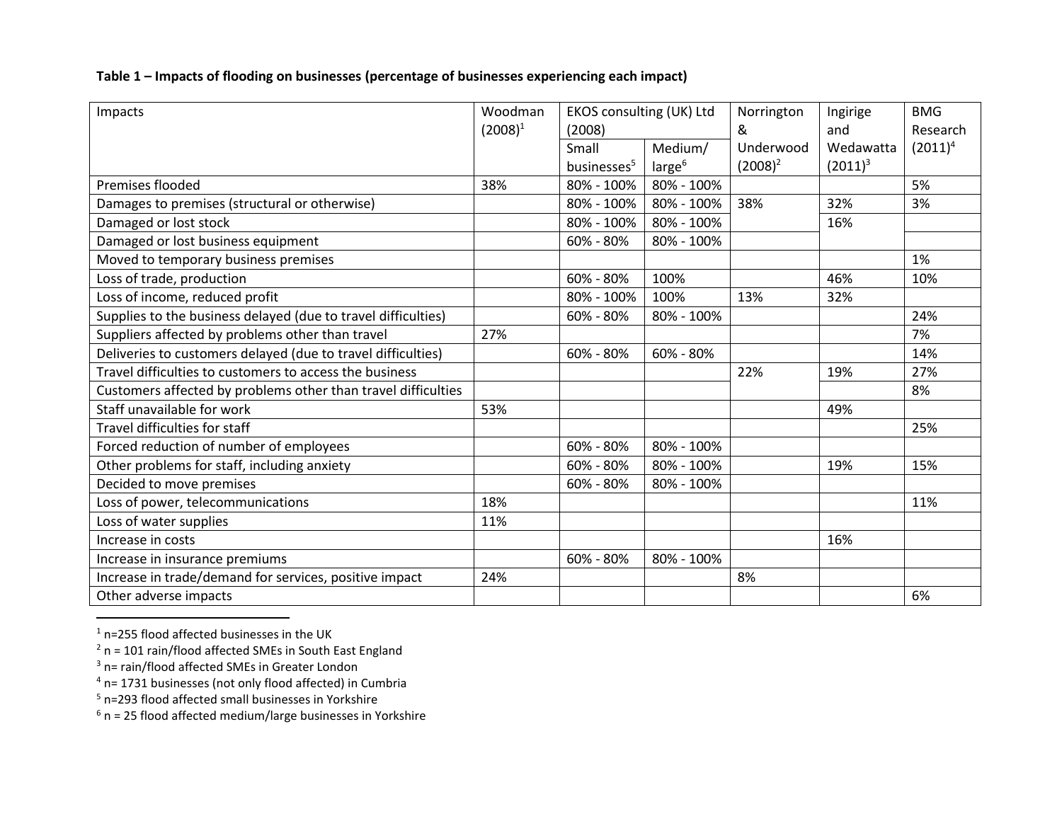**Table 1 – Impacts of flooding on businesses (percentage of businesses experiencing each impact)**

| Impacts | Woodman (2008)[1] | EKOS consulting (UK) Ltd (2008) | | Norrington & Underwood (2008)[2] | Ingirige and Wedawatta (2011)[3] | BMG Research (2011)[4] |
|---|---|---|---|---|---|---|
| | | Small businesses[5] | Medium/ large[6] | | | |
| Premises flooded | 38% | 80% - 100% | 80% - 100% | | | 5% |
| Damages to premises (structural or otherwise) | | 80% - 100% | 80% - 100% | 38% | 32% | 3% |
| Damaged or lost stock | | 80% - 100% | 80% - 100% | | 16% | |
| Damaged or lost business equipment | | 60% - 80% | 80% - 100% | | | |
| Moved to temporary business premises | | | | | | 1% |
| Loss of trade, production | | 60% - 80% | 100% | | 46% | 10% |
| Loss of income, reduced profit | | 80% - 100% | 100% | 13% | 32% | |
| Supplies to the business delayed (due to travel difficulties) | | 60% - 80% | 80% - 100% | | | 24% |
| Suppliers affected by problems other than travel | 27% | | | | | 7% |
| Deliveries to customers delayed (due to travel difficulties) | | 60% - 80% | 60% - 80% | | | 14% |
| Travel difficulties to customers to access the business | | | | 22% | 19% | 27% |
| Customers affected by problems other than travel difficulties | | | | | | 8% |
| Staff unavailable for work | 53% | | | | 49% | |
| Travel difficulties for staff | | | | | | 25% |
| Forced reduction of number of employees | | 60% - 80% | 80% - 100% | | | |
| Other problems for staff, including anxiety | | 60% - 80% | 80% - 100% | | 19% | 15% |
| Decided to move premises | | 60% - 80% | 80% - 100% | | | |
| Loss of power, telecommunications | 18% | | | | | 11% |
| Loss of water supplies | 11% | | | | | |
| Increase in costs | | | | | 16% | |
| Increase in insurance premiums | | 60% - 80% | 80% - 100% | | | |
| Increase in trade/demand for services, positive impact | 24% | | | 8% | | |
| Other adverse impacts | | | | | | 6% |

[1] n=255 flood affected businesses in the UK

[2] n = 101 rain/flood affected SMEs in South East England

[3] n= rain/flood affected SMEs in Greater London

[4] n= 1731 businesses (not only flood affected) in Cumbria

[5] n=293 flood affected small businesses in Yorkshire

[6] n = 25 flood affected medium/large businesses in Yorkshire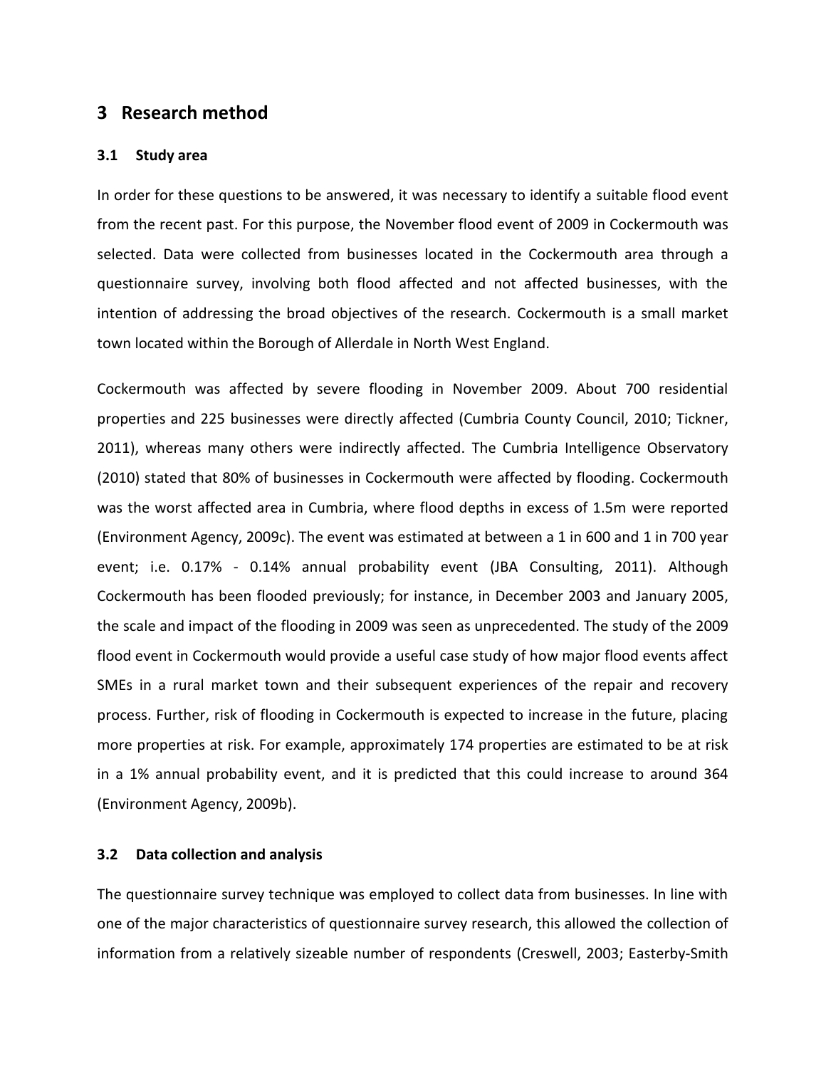## 3 Research method

### 3.1 Study area

In order for these questions to be answered, it was necessary to identify a suitable flood event from the recent past. For this purpose, the November flood event of 2009 in Cockermouth was selected. Data were collected from businesses located in the Cockermouth area through a questionnaire survey, involving both flood affected and not affected businesses, with the intention of addressing the broad objectives of the research. Cockermouth is a small market town located within the Borough of Allerdale in North West England.

Cockermouth was affected by severe flooding in November 2009. About 700 residential properties and 225 businesses were directly affected (Cumbria County Council, 2010; Tickner, 2011), whereas many others were indirectly affected. The Cumbria Intelligence Observatory (2010) stated that 80% of businesses in Cockermouth were affected by flooding. Cockermouth was the worst affected area in Cumbria, where flood depths in excess of 1.5m were reported (Environment Agency, 2009c). The event was estimated at between a 1 in 600 and 1 in 700 year event; i.e. 0.17% - 0.14% annual probability event (JBA Consulting, 2011). Although Cockermouth has been flooded previously; for instance, in December 2003 and January 2005, the scale and impact of the flooding in 2009 was seen as unprecedented. The study of the 2009 flood event in Cockermouth would provide a useful case study of how major flood events affect SMEs in a rural market town and their subsequent experiences of the repair and recovery process. Further, risk of flooding in Cockermouth is expected to increase in the future, placing more properties at risk. For example, approximately 174 properties are estimated to be at risk in a 1% annual probability event, and it is predicted that this could increase to around 364 (Environment Agency, 2009b).

### 3.2 Data collection and analysis

The questionnaire survey technique was employed to collect data from businesses. In line with one of the major characteristics of questionnaire survey research, this allowed the collection of information from a relatively sizeable number of respondents (Creswell, 2003; Easterby-Smith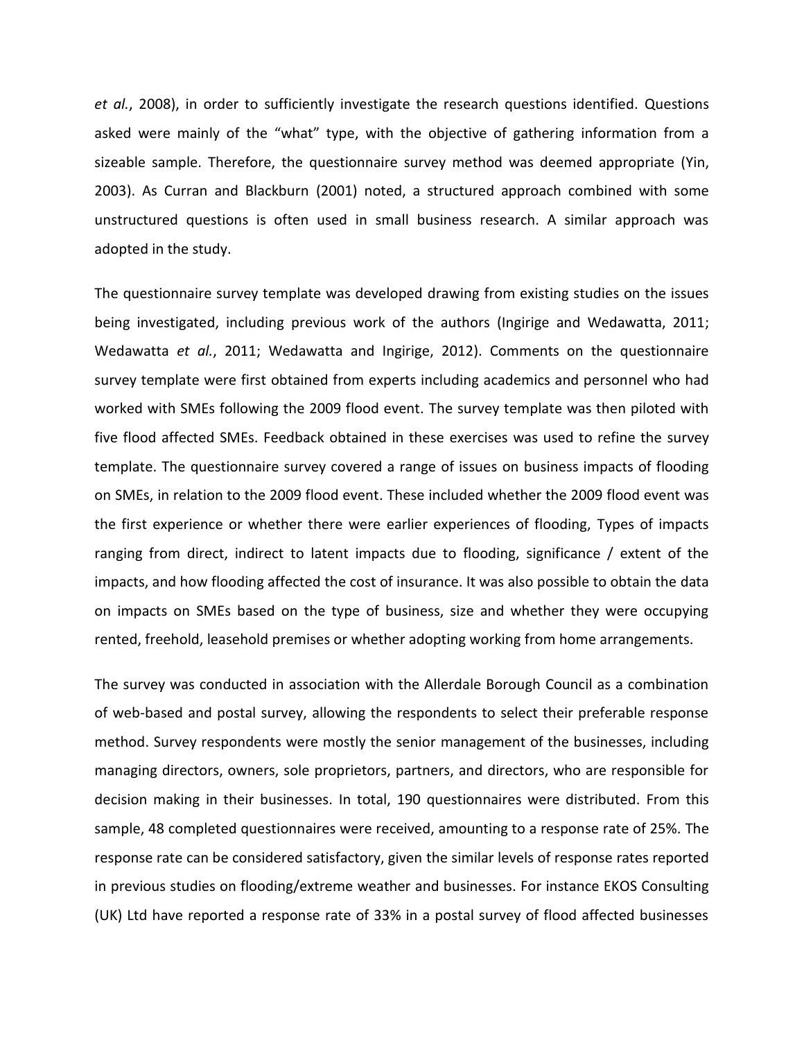*et al.*, 2008), in order to sufficiently investigate the research questions identified. Questions asked were mainly of the "what" type, with the objective of gathering information from a sizeable sample. Therefore, the questionnaire survey method was deemed appropriate (Yin, 2003). As Curran and Blackburn (2001) noted, a structured approach combined with some unstructured questions is often used in small business research. A similar approach was adopted in the study.

The questionnaire survey template was developed drawing from existing studies on the issues being investigated, including previous work of the authors (Ingirige and Wedawatta, 2011; Wedawatta *et al.*, 2011; Wedawatta and Ingirige, 2012). Comments on the questionnaire survey template were first obtained from experts including academics and personnel who had worked with SMEs following the 2009 flood event. The survey template was then piloted with five flood affected SMEs. Feedback obtained in these exercises was used to refine the survey template. The questionnaire survey covered a range of issues on business impacts of flooding on SMEs, in relation to the 2009 flood event. These included whether the 2009 flood event was the first experience or whether there were earlier experiences of flooding, Types of impacts ranging from direct, indirect to latent impacts due to flooding, significance / extent of the impacts, and how flooding affected the cost of insurance. It was also possible to obtain the data on impacts on SMEs based on the type of business, size and whether they were occupying rented, freehold, leasehold premises or whether adopting working from home arrangements.

The survey was conducted in association with the Allerdale Borough Council as a combination of web-based and postal survey, allowing the respondents to select their preferable response method. Survey respondents were mostly the senior management of the businesses, including managing directors, owners, sole proprietors, partners, and directors, who are responsible for decision making in their businesses. In total, 190 questionnaires were distributed. From this sample, 48 completed questionnaires were received, amounting to a response rate of 25%. The response rate can be considered satisfactory, given the similar levels of response rates reported in previous studies on flooding/extreme weather and businesses. For instance EKOS Consulting (UK) Ltd have reported a response rate of 33% in a postal survey of flood affected businesses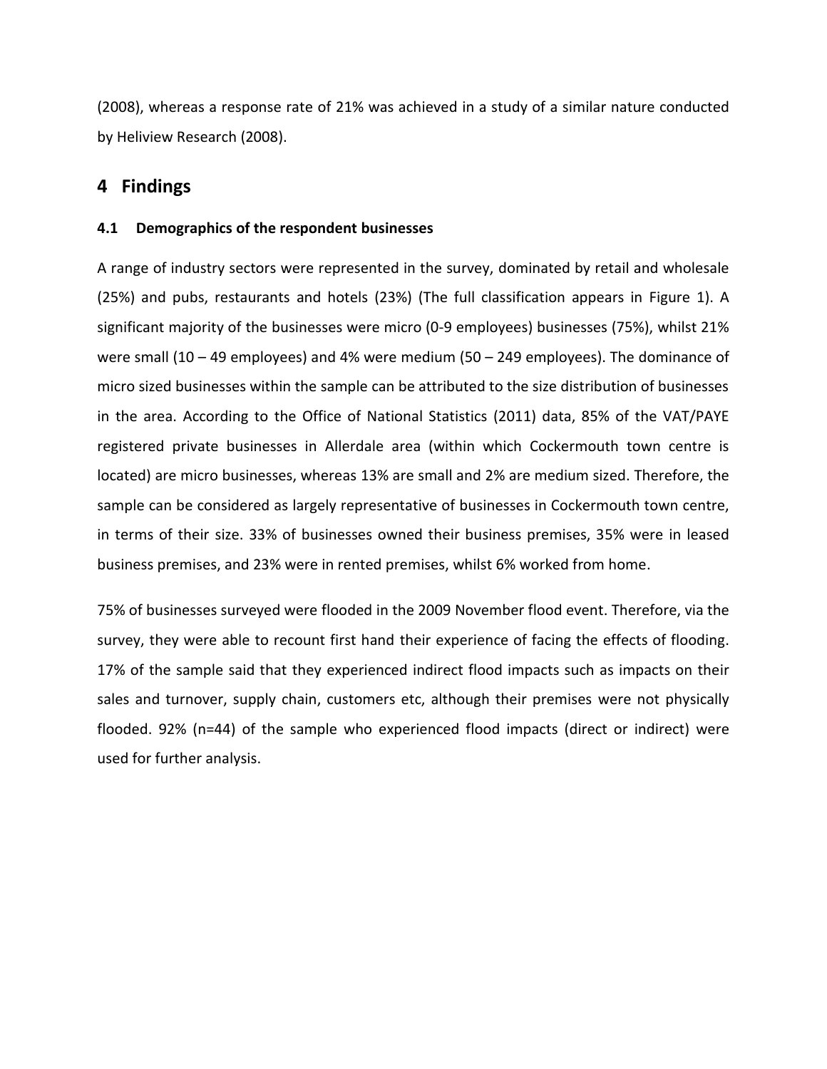(2008), whereas a response rate of 21% was achieved in a study of a similar nature conducted by Heliview Research (2008).

# 4 Findings

## 4.1 Demographics of the respondent businesses

A range of industry sectors were represented in the survey, dominated by retail and wholesale (25%) and pubs, restaurants and hotels (23%) (The full classification appears in Figure 1). A significant majority of the businesses were micro (0-9 employees) businesses (75%), whilst 21% were small (10 – 49 employees) and 4% were medium (50 – 249 employees). The dominance of micro sized businesses within the sample can be attributed to the size distribution of businesses in the area. According to the Office of National Statistics (2011) data, 85% of the VAT/PAYE registered private businesses in Allerdale area (within which Cockermouth town centre is located) are micro businesses, whereas 13% are small and 2% are medium sized. Therefore, the sample can be considered as largely representative of businesses in Cockermouth town centre, in terms of their size. 33% of businesses owned their business premises, 35% were in leased business premises, and 23% were in rented premises, whilst 6% worked from home.

75% of businesses surveyed were flooded in the 2009 November flood event. Therefore, via the survey, they were able to recount first hand their experience of facing the effects of flooding. 17% of the sample said that they experienced indirect flood impacts such as impacts on their sales and turnover, supply chain, customers etc, although their premises were not physically flooded. 92% (n=44) of the sample who experienced flood impacts (direct or indirect) were used for further analysis.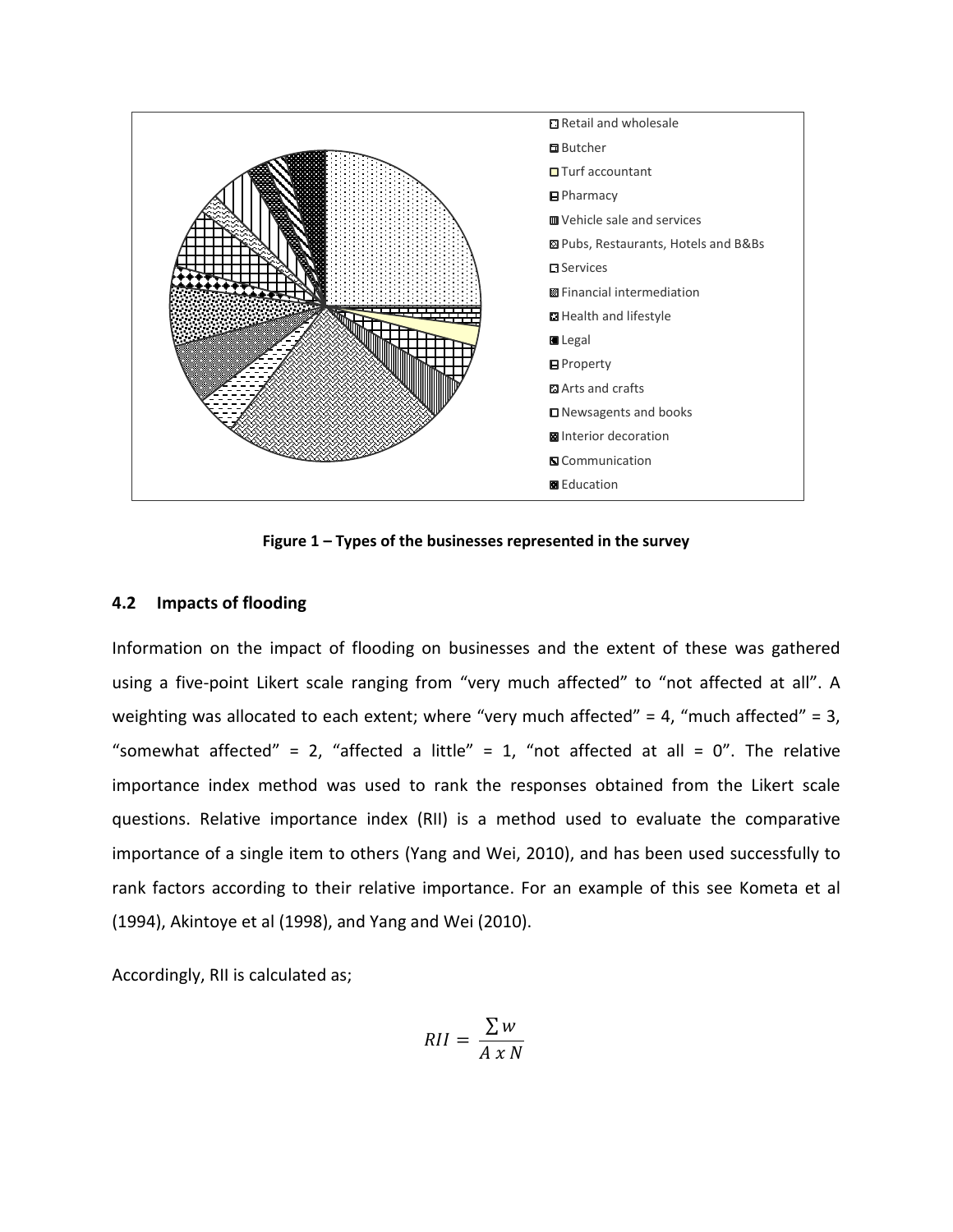- Retail and wholesale
- Butcher
- Turf accountant
- Pharmacy
- Vehicle sale and services
- Pubs, Restaurants, Hotels and B&Bs
- Services
- Financial intermediation
- Health and lifestyle
- Legal
- Property
- Arts and crafts
- Newsagents and books
- Interior decoration
- Communication
- Education

**Figure 1 – Types of the businesses represented in the survey**

### 4.2 Impacts of flooding

Information on the impact of flooding on businesses and the extent of these was gathered using a five-point Likert scale ranging from "very much affected" to "not affected at all". A weighting was allocated to each extent; where "very much affected" = 4, "much affected" = 3, "somewhat affected" = 2, "affected a little" = 1, "not affected at all = 0". The relative importance index method was used to rank the responses obtained from the Likert scale questions. Relative importance index (RII) is a method used to evaluate the comparative importance of a single item to others (Yang and Wei, 2010), and has been used successfully to rank factors according to their relative importance. For an example of this see Kometa et al (1994), Akintoye et al (1998), and Yang and Wei (2010).

Accordingly, RII is calculated as;

$$RII = \frac{\sum w}{A \ x \ N}$$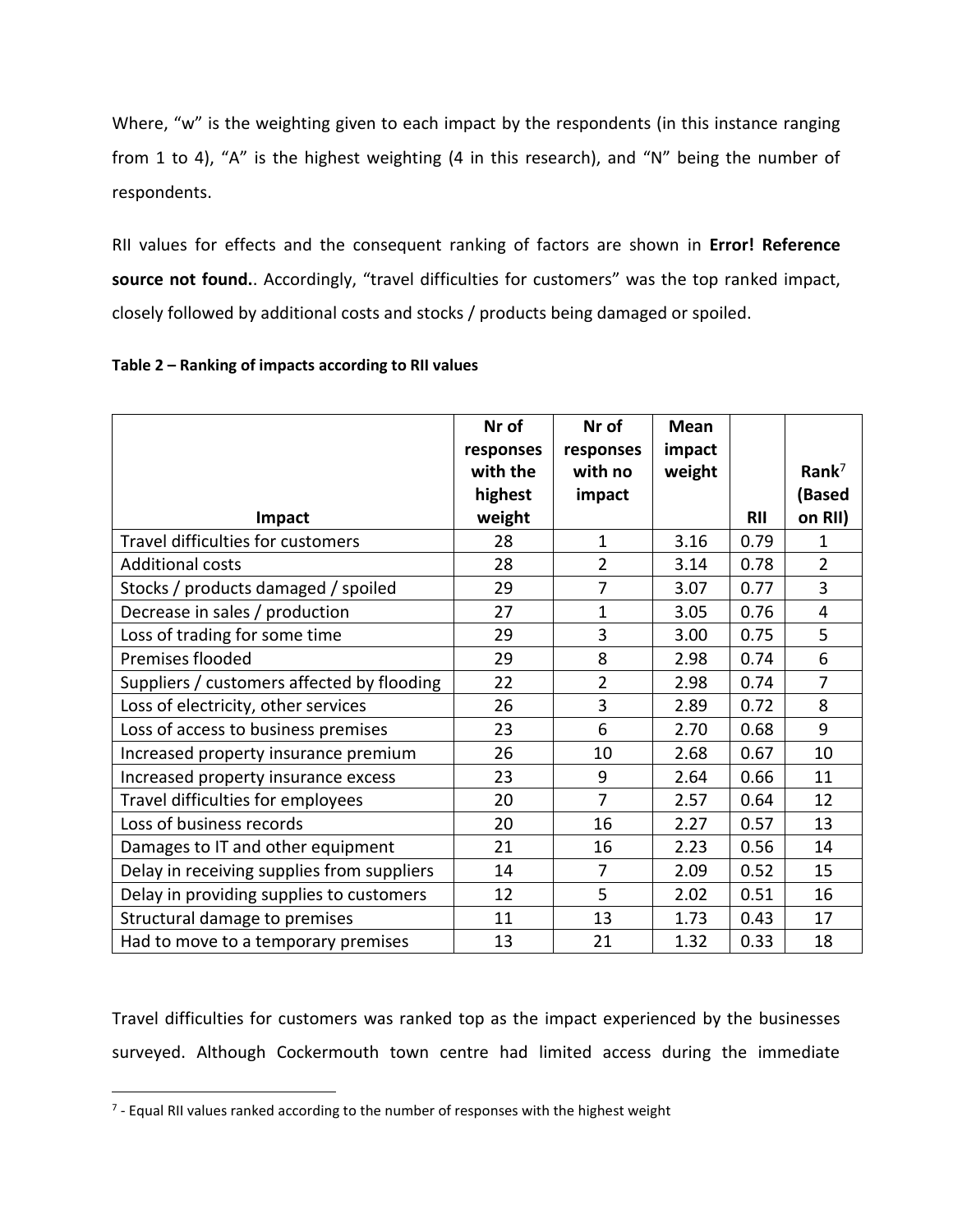Where, "w" is the weighting given to each impact by the respondents (in this instance ranging from 1 to 4), "A" is the highest weighting (4 in this research), and "N" being the number of respondents.

RII values for effects and the consequent ranking of factors are shown in **Error! Reference source not found.**. Accordingly, "travel difficulties for customers" was the top ranked impact, closely followed by additional costs and stocks / products being damaged or spoiled.

**Table 2 – Ranking of impacts according to RII values**

| Impact | Nr of responses with the highest weight | Nr of responses with no impact | Mean impact weight | RII | Rank[7] (Based on RII) |
|---|---|---|---|---|---|
| Travel difficulties for customers | 28 | 1 | 3.16 | 0.79 | 1 |
| Additional costs | 28 | 2 | 3.14 | 0.78 | 2 |
| Stocks / products damaged / spoiled | 29 | 7 | 3.07 | 0.77 | 3 |
| Decrease in sales / production | 27 | 1 | 3.05 | 0.76 | 4 |
| Loss of trading for some time | 29 | 3 | 3.00 | 0.75 | 5 |
| Premises flooded | 29 | 8 | 2.98 | 0.74 | 6 |
| Suppliers / customers affected by flooding | 22 | 2 | 2.98 | 0.74 | 7 |
| Loss of electricity, other services | 26 | 3 | 2.89 | 0.72 | 8 |
| Loss of access to business premises | 23 | 6 | 2.70 | 0.68 | 9 |
| Increased property insurance premium | 26 | 10 | 2.68 | 0.67 | 10 |
| Increased property insurance excess | 23 | 9 | 2.64 | 0.66 | 11 |
| Travel difficulties for employees | 20 | 7 | 2.57 | 0.64 | 12 |
| Loss of business records | 20 | 16 | 2.27 | 0.57 | 13 |
| Damages to IT and other equipment | 21 | 16 | 2.23 | 0.56 | 14 |
| Delay in receiving supplies from suppliers | 14 | 7 | 2.09 | 0.52 | 15 |
| Delay in providing supplies to customers | 12 | 5 | 2.02 | 0.51 | 16 |
| Structural damage to premises | 11 | 13 | 1.73 | 0.43 | 17 |
| Had to move to a temporary premises | 13 | 21 | 1.32 | 0.33 | 18 |

Travel difficulties for customers was ranked top as the impact experienced by the businesses surveyed. Although Cockermouth town centre had limited access during the immediate

[7] - Equal RII values ranked according to the number of responses with the highest weight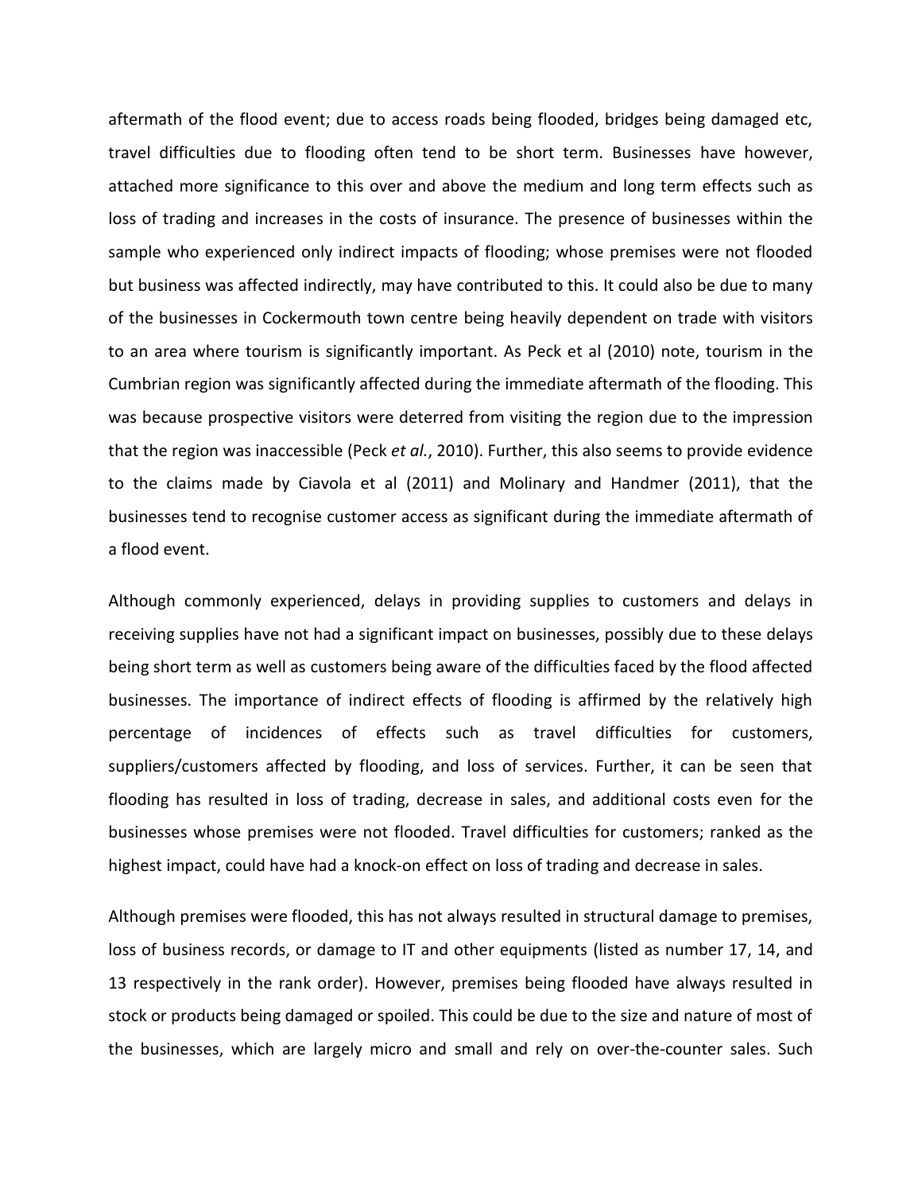aftermath of the flood event; due to access roads being flooded, bridges being damaged etc, travel difficulties due to flooding often tend to be short term. Businesses have however, attached more significance to this over and above the medium and long term effects such as loss of trading and increases in the costs of insurance. The presence of businesses within the sample who experienced only indirect impacts of flooding; whose premises were not flooded but business was affected indirectly, may have contributed to this. It could also be due to many of the businesses in Cockermouth town centre being heavily dependent on trade with visitors to an area where tourism is significantly important. As Peck et al (2010) note, tourism in the Cumbrian region was significantly affected during the immediate aftermath of the flooding. This was because prospective visitors were deterred from visiting the region due to the impression that the region was inaccessible (Peck *et al.*, 2010). Further, this also seems to provide evidence to the claims made by Ciavola et al (2011) and Molinary and Handmer (2011), that the businesses tend to recognise customer access as significant during the immediate aftermath of a flood event.

Although commonly experienced, delays in providing supplies to customers and delays in receiving supplies have not had a significant impact on businesses, possibly due to these delays being short term as well as customers being aware of the difficulties faced by the flood affected businesses. The importance of indirect effects of flooding is affirmed by the relatively high percentage of incidences of effects such as travel difficulties for customers, suppliers/customers affected by flooding, and loss of services. Further, it can be seen that flooding has resulted in loss of trading, decrease in sales, and additional costs even for the businesses whose premises were not flooded. Travel difficulties for customers; ranked as the highest impact, could have had a knock-on effect on loss of trading and decrease in sales.

Although premises were flooded, this has not always resulted in structural damage to premises, loss of business records, or damage to IT and other equipments (listed as number 17, 14, and 13 respectively in the rank order). However, premises being flooded have always resulted in stock or products being damaged or spoiled. This could be due to the size and nature of most of the businesses, which are largely micro and small and rely on over-the-counter sales. Such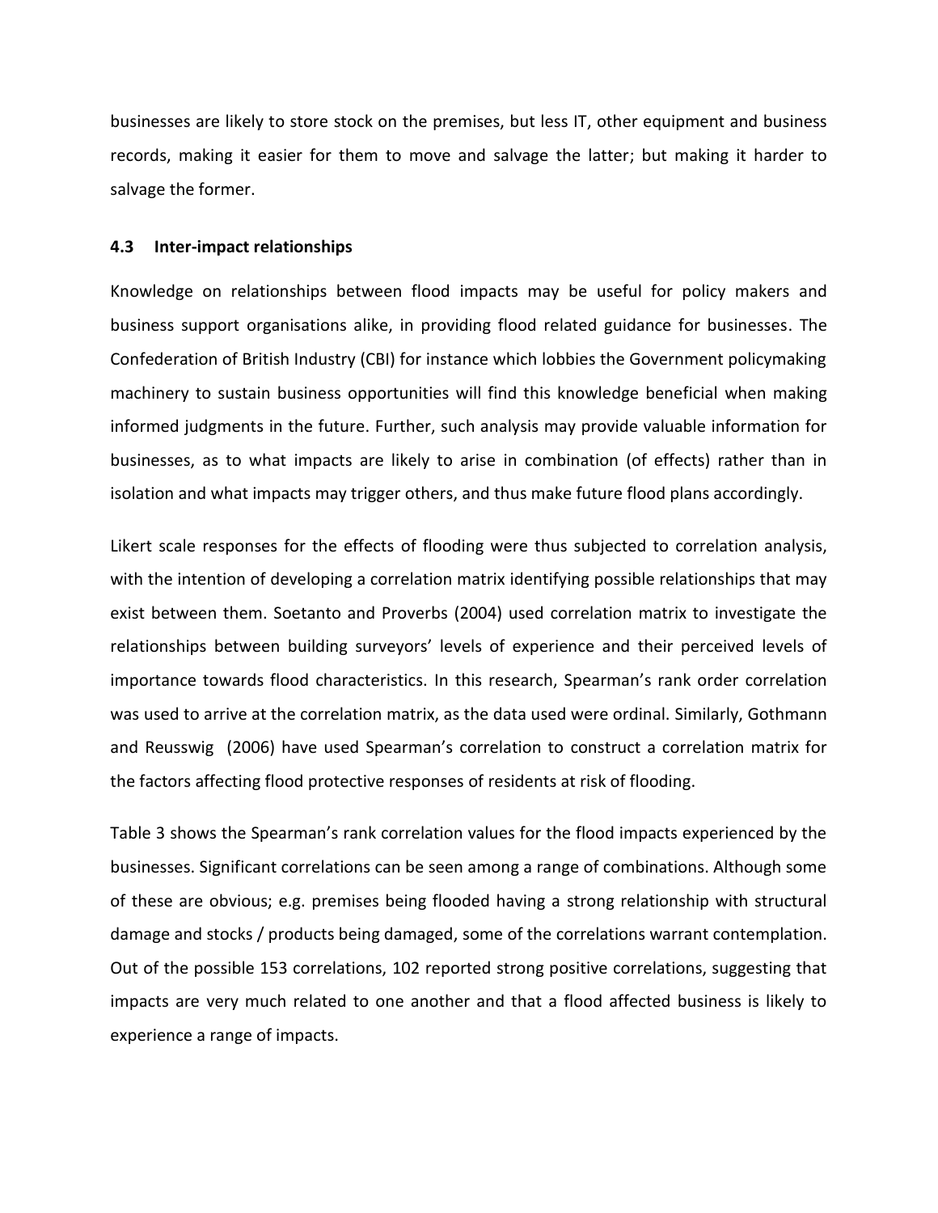businesses are likely to store stock on the premises, but less IT, other equipment and business records, making it easier for them to move and salvage the latter; but making it harder to salvage the former.

### 4.3 Inter-impact relationships

Knowledge on relationships between flood impacts may be useful for policy makers and business support organisations alike, in providing flood related guidance for businesses. The Confederation of British Industry (CBI) for instance which lobbies the Government policymaking machinery to sustain business opportunities will find this knowledge beneficial when making informed judgments in the future. Further, such analysis may provide valuable information for businesses, as to what impacts are likely to arise in combination (of effects) rather than in isolation and what impacts may trigger others, and thus make future flood plans accordingly.

Likert scale responses for the effects of flooding were thus subjected to correlation analysis, with the intention of developing a correlation matrix identifying possible relationships that may exist between them. Soetanto and Proverbs (2004) used correlation matrix to investigate the relationships between building surveyors' levels of experience and their perceived levels of importance towards flood characteristics. In this research, Spearman's rank order correlation was used to arrive at the correlation matrix, as the data used were ordinal. Similarly, Gothmann and Reusswig (2006) have used Spearman's correlation to construct a correlation matrix for the factors affecting flood protective responses of residents at risk of flooding.

Table 3 shows the Spearman's rank correlation values for the flood impacts experienced by the businesses. Significant correlations can be seen among a range of combinations. Although some of these are obvious; e.g. premises being flooded having a strong relationship with structural damage and stocks / products being damaged, some of the correlations warrant contemplation. Out of the possible 153 correlations, 102 reported strong positive correlations, suggesting that impacts are very much related to one another and that a flood affected business is likely to experience a range of impacts.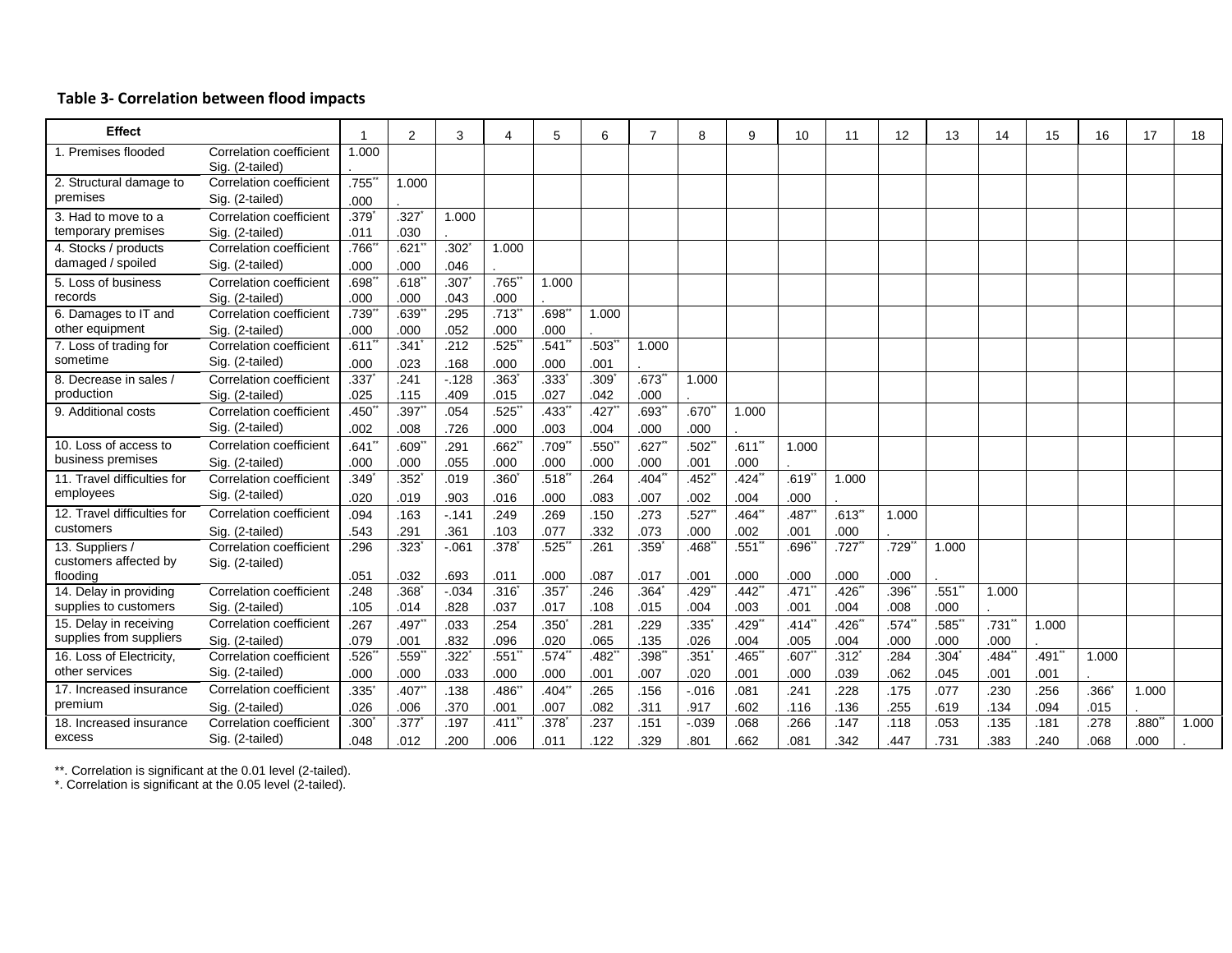**Table 3- Correlation between flood impacts**

| Effect | | 1 | 2 | 3 | 4 | 5 | 6 | 7 | 8 | 9 | 10 | 11 | 12 | 13 | 14 | 15 | 16 | 17 | 18 |
|---|---|---|---|---|---|---|---|---|---|---|---|---|---|---|---|---|---|---|---|
| 1. Premises flooded | Correlation coefficient | 1.000 | | | | | | | | | | | | | | | | | |
| | Sig. (2-tailed) | . | | | | | | | | | | | | | | | | | |
| 2. Structural damage to premises | Correlation coefficient | .755** | 1.000 | | | | | | | | | | | | | | | | |
| | Sig. (2-tailed) | .000 | . | | | | | | | | | | | | | | | | |
| 3. Had to move to a temporary premises | Correlation coefficient | .379* | .327* | 1.000 | | | | | | | | | | | | | | | |
| | Sig. (2-tailed) | .011 | .030 | . | | | | | | | | | | | | | | | |
| 4. Stocks / products damaged / spoiled | Correlation coefficient | .766** | .621** | .302* | 1.000 | | | | | | | | | | | | | | |
| | Sig. (2-tailed) | .000 | .000 | .046 | . | | | | | | | | | | | | | | |
| 5. Loss of business records | Correlation coefficient | .698** | .618** | .307* | .765** | 1.000 | | | | | | | | | | | | | |
| | Sig. (2-tailed) | .000 | .000 | .043 | .000 | . | | | | | | | | | | | | | |
| 6. Damages to IT and other equipment | Correlation coefficient | .739** | .639** | .295 | .713** | .698** | 1.000 | | | | | | | | | | | | |
| | Sig. (2-tailed) | .000 | .000 | .052 | .000 | .000 | . | | | | | | | | | | | | |
| 7. Loss of trading for sometime | Correlation coefficient | .611** | .341* | .212 | .525** | .541** | .503** | 1.000 | | | | | | | | | | | |
| | Sig. (2-tailed) | .000 | .023 | .168 | .000 | .000 | .001 | . | | | | | | | | | | | |
| 8. Decrease in sales / production | Correlation coefficient | .337* | .241 | -.128 | .363* | .333* | .309* | .673** | 1.000 | | | | | | | | | | |
| | Sig. (2-tailed) | .025 | .115 | .409 | .015 | .027 | .042 | .000 | . | | | | | | | | | | |
| 9. Additional costs | Correlation coefficient | .450** | .397** | .054 | .525** | .433** | .427** | .693** | .670** | 1.000 | | | | | | | | | |
| | Sig. (2-tailed) | .002 | .008 | .726 | .000 | .003 | .004 | .000 | .000 | . | | | | | | | | | |
| 10. Loss of access to business premises | Correlation coefficient | .641** | .609** | .291 | .662** | .709** | .550** | .627** | .502** | .611** | 1.000 | | | | | | | | |
| | Sig. (2-tailed) | .000 | .000 | .055 | .000 | .000 | .000 | .000 | .001 | .000 | . | | | | | | | | |
| 11. Travel difficulties for employees | Correlation coefficient | .349* | .352* | .019 | .360* | .518** | .264 | .404** | .452** | .424** | .619** | 1.000 | | | | | | | |
| | Sig. (2-tailed) | .020 | .019 | .903 | .016 | .000 | .083 | .007 | .002 | .004 | .000 | . | | | | | | | |
| 12. Travel difficulties for customers | Correlation coefficient | .094 | .163 | -.141 | .249 | .269 | .150 | .273 | .527** | .464** | .487** | .613** | 1.000 | | | | | | |
| | Sig. (2-tailed) | .543 | .291 | .361 | .103 | .077 | .332 | .073 | .000 | .002 | .001 | .000 | . | | | | | | |
| 13. Suppliers / customers affected by flooding | Correlation coefficient | .296 | .323* | -.061 | .378* | .525** | .261 | .359* | .468** | .551** | .696** | .727** | .729** | 1.000 | | | | | |
| | Sig. (2-tailed) | .051 | .032 | .693 | .011 | .000 | .087 | .017 | .001 | .000 | .000 | .000 | .000 | . | | | | | |
| 14. Delay in providing supplies to customers | Correlation coefficient | .248 | .368* | -.034 | .316* | .357* | .246 | .364* | .429** | .442** | .471** | .426** | .396** | .551** | 1.000 | | | | |
| | Sig. (2-tailed) | .105 | .014 | .828 | .037 | .017 | .108 | .015 | .004 | .003 | .001 | .004 | .008 | .000 | . | | | | |
| 15. Delay in receiving supplies from suppliers | Correlation coefficient | .267 | .497** | .033 | .254 | .350* | .281 | .229 | .335* | .429** | .414** | .426** | .574** | .585** | .731** | 1.000 | | | |
| | Sig. (2-tailed) | .079 | .001 | .832 | .096 | .020 | .065 | .135 | .026 | .004 | .005 | .004 | .000 | .000 | .000 | . | | | |
| 16. Loss of Electricity, other services | Correlation coefficient | .526** | .559** | .322* | .551** | .574** | .482** | .398** | .351* | .465** | .607** | .312* | .284 | .304* | .484** | .491** | 1.000 | | |
| | Sig. (2-tailed) | .000 | .000 | .033 | .000 | .000 | .001 | .007 | .020 | .001 | .000 | .039 | .062 | .045 | .001 | .001 | . | | |
| 17. Increased insurance premium | Correlation coefficient | .335* | .407** | .138 | .486** | .404** | .265 | .156 | -.016 | .081 | .241 | .228 | .175 | .077 | .230 | .256 | .366* | 1.000 | |
| | Sig. (2-tailed) | .026 | .006 | .370 | .001 | .007 | .082 | .311 | .917 | .602 | .116 | .136 | .255 | .619 | .134 | .094 | .015 | . | |
| 18. Increased insurance excess | Correlation coefficient | .300* | .377* | .197 | .411** | .378* | .237 | .151 | -.039 | .068 | .266 | .147 | .118 | .053 | .135 | .181 | .278 | .880** | 1.000 |
| | Sig. (2-tailed) | .048 | .012 | .200 | .006 | .011 | .122 | .329 | .801 | .662 | .081 | .342 | .447 | .731 | .383 | .240 | .068 | .000 | . |

**. Correlation is significant at the 0.01 level (2-tailed).
*. Correlation is significant at the 0.05 level (2-tailed).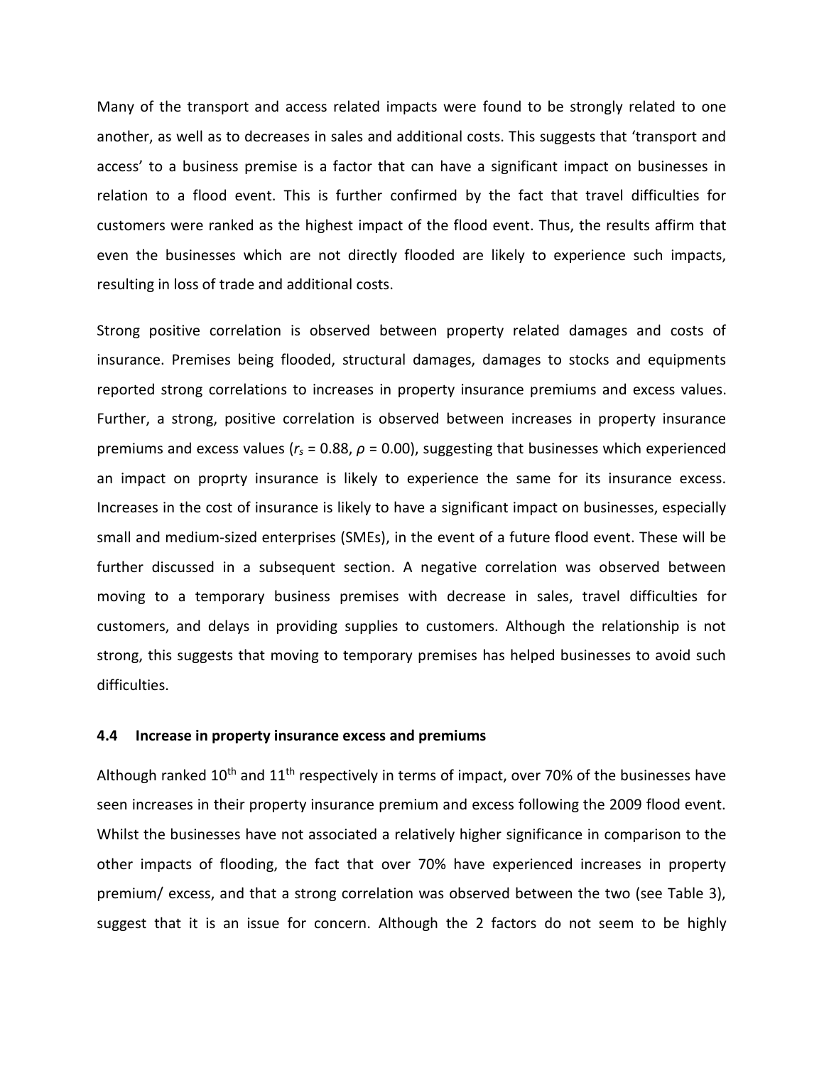Many of the transport and access related impacts were found to be strongly related to one another, as well as to decreases in sales and additional costs. This suggests that 'transport and access' to a business premise is a factor that can have a significant impact on businesses in relation to a flood event. This is further confirmed by the fact that travel difficulties for customers were ranked as the highest impact of the flood event. Thus, the results affirm that even the businesses which are not directly flooded are likely to experience such impacts, resulting in loss of trade and additional costs.

Strong positive correlation is observed between property related damages and costs of insurance. Premises being flooded, structural damages, damages to stocks and equipments reported strong correlations to increases in property insurance premiums and excess values. Further, a strong, positive correlation is observed between increases in property insurance premiums and excess values ($r_s$ = 0.88, $\rho$ = 0.00), suggesting that businesses which experienced an impact on proprty insurance is likely to experience the same for its insurance excess. Increases in the cost of insurance is likely to have a significant impact on businesses, especially small and medium-sized enterprises (SMEs), in the event of a future flood event. These will be further discussed in a subsequent section. A negative correlation was observed between moving to a temporary business premises with decrease in sales, travel difficulties for customers, and delays in providing supplies to customers. Although the relationship is not strong, this suggests that moving to temporary premises has helped businesses to avoid such difficulties.

### 4.4 Increase in property insurance excess and premiums

Although ranked 10$^{th}$ and 11$^{th}$ respectively in terms of impact, over 70% of the businesses have seen increases in their property insurance premium and excess following the 2009 flood event. Whilst the businesses have not associated a relatively higher significance in comparison to the other impacts of flooding, the fact that over 70% have experienced increases in property premium/ excess, and that a strong correlation was observed between the two (see Table 3), suggest that it is an issue for concern. Although the 2 factors do not seem to be highly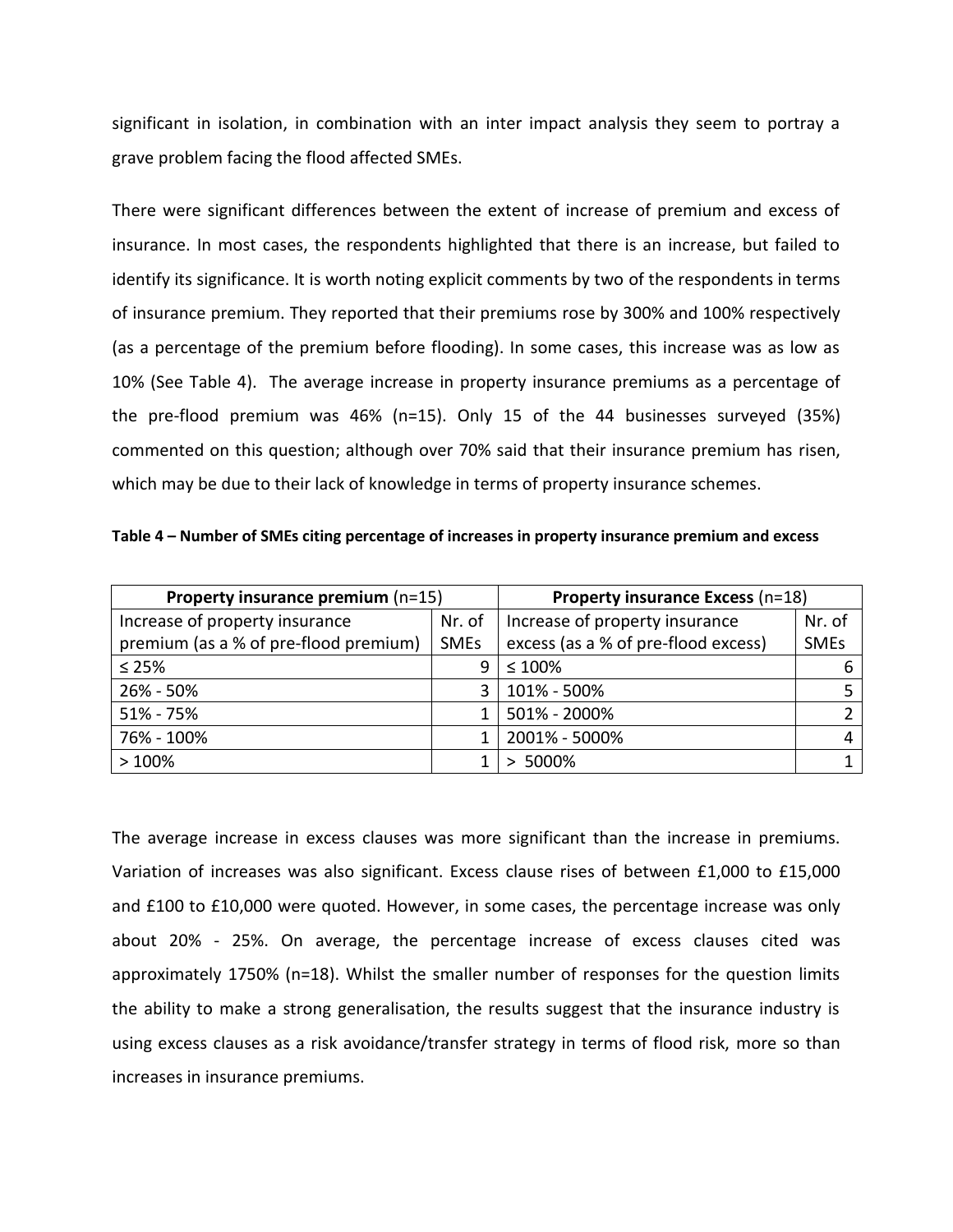significant in isolation, in combination with an inter impact analysis they seem to portray a grave problem facing the flood affected SMEs.

There were significant differences between the extent of increase of premium and excess of insurance. In most cases, the respondents highlighted that there is an increase, but failed to identify its significance. It is worth noting explicit comments by two of the respondents in terms of insurance premium. They reported that their premiums rose by 300% and 100% respectively (as a percentage of the premium before flooding). In some cases, this increase was as low as 10% (See Table 4). The average increase in property insurance premiums as a percentage of the pre-flood premium was 46% (n=15). Only 15 of the 44 businesses surveyed (35%) commented on this question; although over 70% said that their insurance premium has risen, which may be due to their lack of knowledge in terms of property insurance schemes.

**Table 4 – Number of SMEs citing percentage of increases in property insurance premium and excess**

| **Property insurance premium** (n=15) | | **Property insurance Excess** (n=18) | |
|---|---|---|---|
| Increase of property insurance premium (as a % of pre-flood premium) | Nr. of SMEs | Increase of property insurance excess (as a % of pre-flood excess) | Nr. of SMEs |
| ≤ 25% | 9 | ≤ 100% | 6 |
| 26% - 50% | 3 | 101% - 500% | 5 |
| 51% - 75% | 1 | 501% - 2000% | 2 |
| 76% - 100% | 1 | 2001% - 5000% | 4 |
| > 100% | 1 | > 5000% | 1 |

The average increase in excess clauses was more significant than the increase in premiums. Variation of increases was also significant. Excess clause rises of between £1,000 to £15,000 and £100 to £10,000 were quoted. However, in some cases, the percentage increase was only about 20% - 25%. On average, the percentage increase of excess clauses cited was approximately 1750% (n=18). Whilst the smaller number of responses for the question limits the ability to make a strong generalisation, the results suggest that the insurance industry is using excess clauses as a risk avoidance/transfer strategy in terms of flood risk, more so than increases in insurance premiums.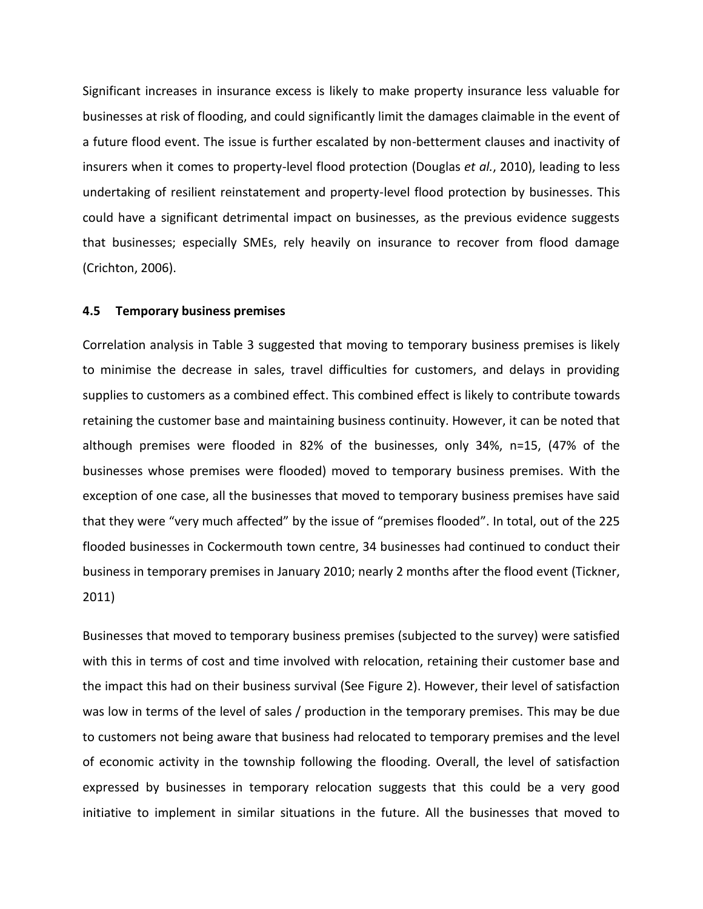Significant increases in insurance excess is likely to make property insurance less valuable for businesses at risk of flooding, and could significantly limit the damages claimable in the event of a future flood event. The issue is further escalated by non-betterment clauses and inactivity of insurers when it comes to property-level flood protection (Douglas *et al.*, 2010), leading to less undertaking of resilient reinstatement and property-level flood protection by businesses. This could have a significant detrimental impact on businesses, as the previous evidence suggests that businesses; especially SMEs, rely heavily on insurance to recover from flood damage (Crichton, 2006).

### 4.5 Temporary business premises

Correlation analysis in Table 3 suggested that moving to temporary business premises is likely to minimise the decrease in sales, travel difficulties for customers, and delays in providing supplies to customers as a combined effect. This combined effect is likely to contribute towards retaining the customer base and maintaining business continuity. However, it can be noted that although premises were flooded in 82% of the businesses, only 34%, n=15, (47% of the businesses whose premises were flooded) moved to temporary business premises. With the exception of one case, all the businesses that moved to temporary business premises have said that they were "very much affected" by the issue of "premises flooded". In total, out of the 225 flooded businesses in Cockermouth town centre, 34 businesses had continued to conduct their business in temporary premises in January 2010; nearly 2 months after the flood event (Tickner, 2011)

Businesses that moved to temporary business premises (subjected to the survey) were satisfied with this in terms of cost and time involved with relocation, retaining their customer base and the impact this had on their business survival (See Figure 2). However, their level of satisfaction was low in terms of the level of sales / production in the temporary premises. This may be due to customers not being aware that business had relocated to temporary premises and the level of economic activity in the township following the flooding. Overall, the level of satisfaction expressed by businesses in temporary relocation suggests that this could be a very good initiative to implement in similar situations in the future. All the businesses that moved to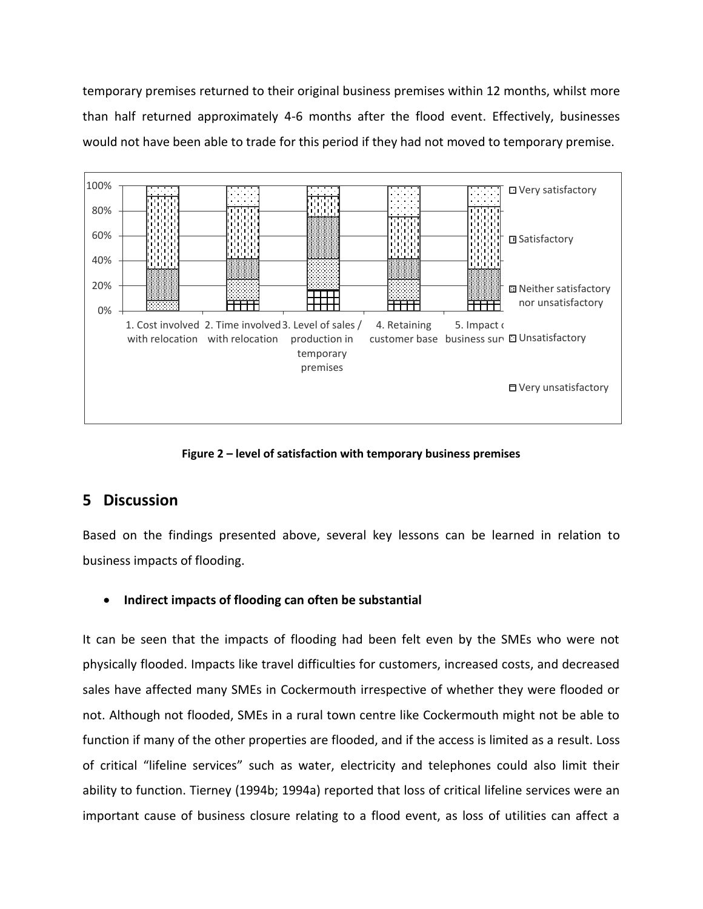temporary premises returned to their original business premises within 12 months, whilst more than half returned approximately 4-6 months after the flood event. Effectively, businesses would not have been able to trade for this period if they had not moved to temporary premise.

**Figure 2 – level of satisfaction with temporary business premises**

## 5 Discussion

Based on the findings presented above, several key lessons can be learned in relation to business impacts of flooding.

- **Indirect impacts of flooding can often be substantial**

It can be seen that the impacts of flooding had been felt even by the SMEs who were not physically flooded. Impacts like travel difficulties for customers, increased costs, and decreased sales have affected many SMEs in Cockermouth irrespective of whether they were flooded or not. Although not flooded, SMEs in a rural town centre like Cockermouth might not be able to function if many of the other properties are flooded, and if the access is limited as a result. Loss of critical "lifeline services" such as water, electricity and telephones could also limit their ability to function. Tierney (1994b; 1994a) reported that loss of critical lifeline services were an important cause of business closure relating to a flood event, as loss of utilities can affect a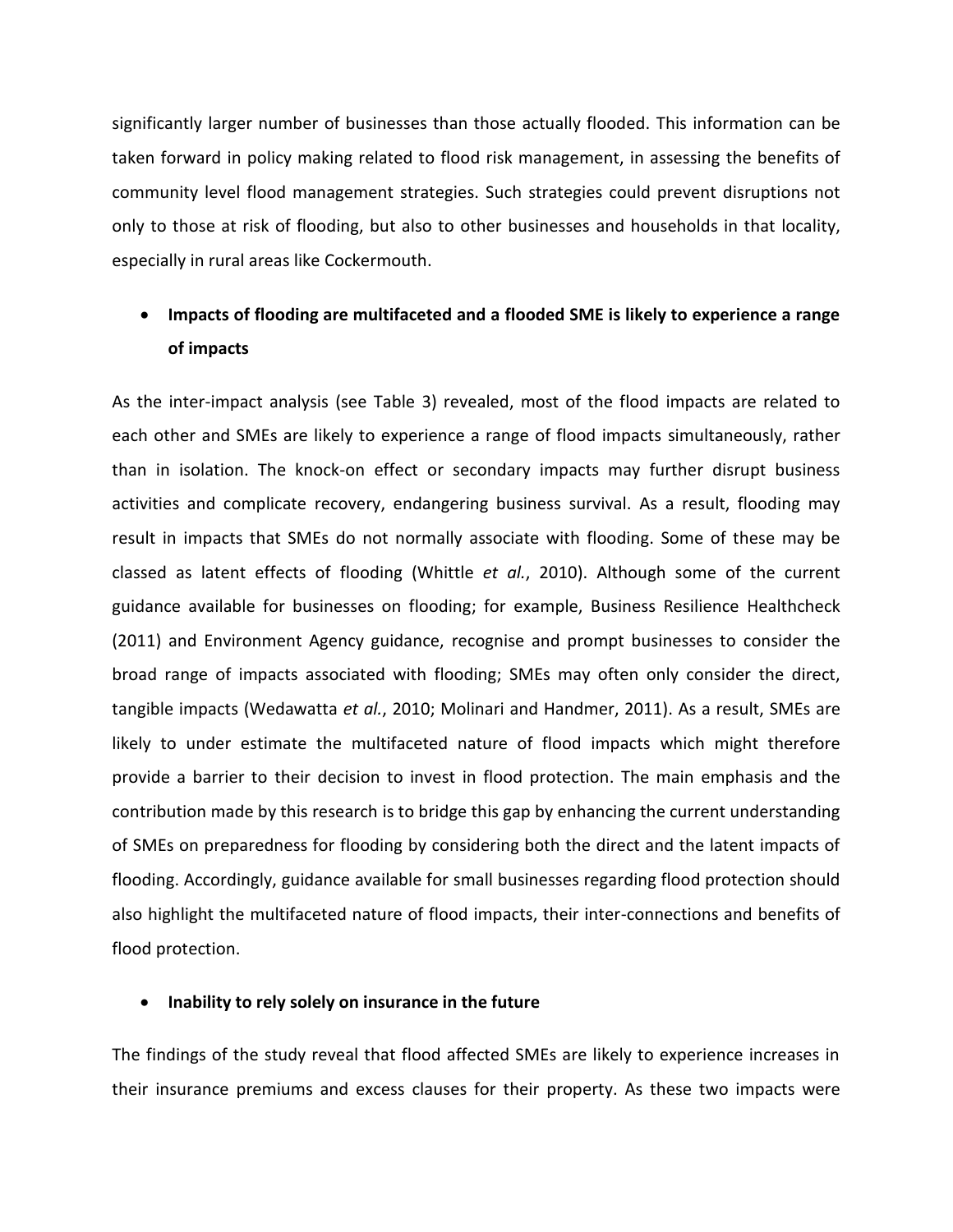significantly larger number of businesses than those actually flooded. This information can be taken forward in policy making related to flood risk management, in assessing the benefits of community level flood management strategies. Such strategies could prevent disruptions not only to those at risk of flooding, but also to other businesses and households in that locality, especially in rural areas like Cockermouth.

- **Impacts of flooding are multifaceted and a flooded SME is likely to experience a range of impacts**

As the inter-impact analysis (see Table 3) revealed, most of the flood impacts are related to each other and SMEs are likely to experience a range of flood impacts simultaneously, rather than in isolation. The knock-on effect or secondary impacts may further disrupt business activities and complicate recovery, endangering business survival. As a result, flooding may result in impacts that SMEs do not normally associate with flooding. Some of these may be classed as latent effects of flooding (Whittle *et al.*, 2010). Although some of the current guidance available for businesses on flooding; for example, Business Resilience Healthcheck (2011) and Environment Agency guidance, recognise and prompt businesses to consider the broad range of impacts associated with flooding; SMEs may often only consider the direct, tangible impacts (Wedawatta *et al.*, 2010; Molinari and Handmer, 2011). As a result, SMEs are likely to under estimate the multifaceted nature of flood impacts which might therefore provide a barrier to their decision to invest in flood protection. The main emphasis and the contribution made by this research is to bridge this gap by enhancing the current understanding of SMEs on preparedness for flooding by considering both the direct and the latent impacts of flooding. Accordingly, guidance available for small businesses regarding flood protection should also highlight the multifaceted nature of flood impacts, their inter-connections and benefits of flood protection.

- **Inability to rely solely on insurance in the future**

The findings of the study reveal that flood affected SMEs are likely to experience increases in their insurance premiums and excess clauses for their property. As these two impacts were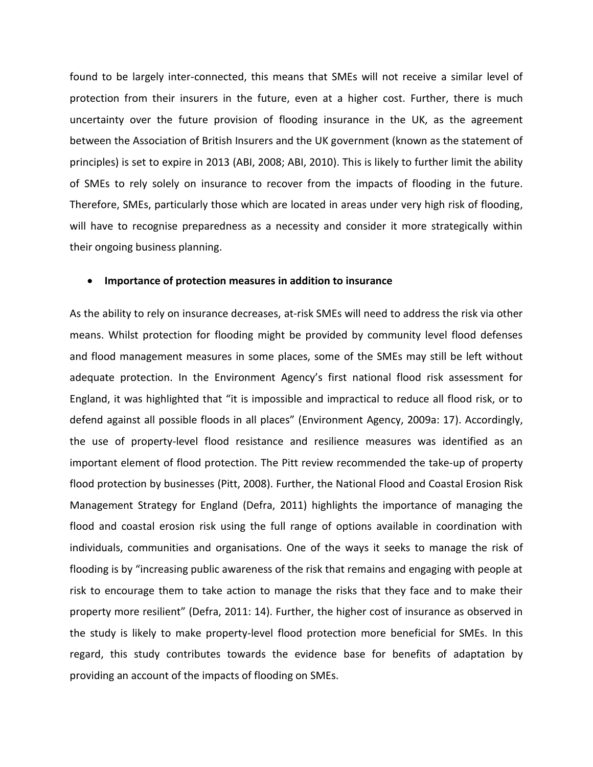found to be largely inter-connected, this means that SMEs will not receive a similar level of protection from their insurers in the future, even at a higher cost. Further, there is much uncertainty over the future provision of flooding insurance in the UK, as the agreement between the Association of British Insurers and the UK government (known as the statement of principles) is set to expire in 2013 (ABI, 2008; ABI, 2010). This is likely to further limit the ability of SMEs to rely solely on insurance to recover from the impacts of flooding in the future. Therefore, SMEs, particularly those which are located in areas under very high risk of flooding, will have to recognise preparedness as a necessity and consider it more strategically within their ongoing business planning.

- **Importance of protection measures in addition to insurance**

As the ability to rely on insurance decreases, at-risk SMEs will need to address the risk via other means. Whilst protection for flooding might be provided by community level flood defenses and flood management measures in some places, some of the SMEs may still be left without adequate protection. In the Environment Agency's first national flood risk assessment for England, it was highlighted that "it is impossible and impractical to reduce all flood risk, or to defend against all possible floods in all places" (Environment Agency, 2009a: 17). Accordingly, the use of property-level flood resistance and resilience measures was identified as an important element of flood protection. The Pitt review recommended the take-up of property flood protection by businesses (Pitt, 2008). Further, the National Flood and Coastal Erosion Risk Management Strategy for England (Defra, 2011) highlights the importance of managing the flood and coastal erosion risk using the full range of options available in coordination with individuals, communities and organisations. One of the ways it seeks to manage the risk of flooding is by "increasing public awareness of the risk that remains and engaging with people at risk to encourage them to take action to manage the risks that they face and to make their property more resilient" (Defra, 2011: 14). Further, the higher cost of insurance as observed in the study is likely to make property-level flood protection more beneficial for SMEs. In this regard, this study contributes towards the evidence base for benefits of adaptation by providing an account of the impacts of flooding on SMEs.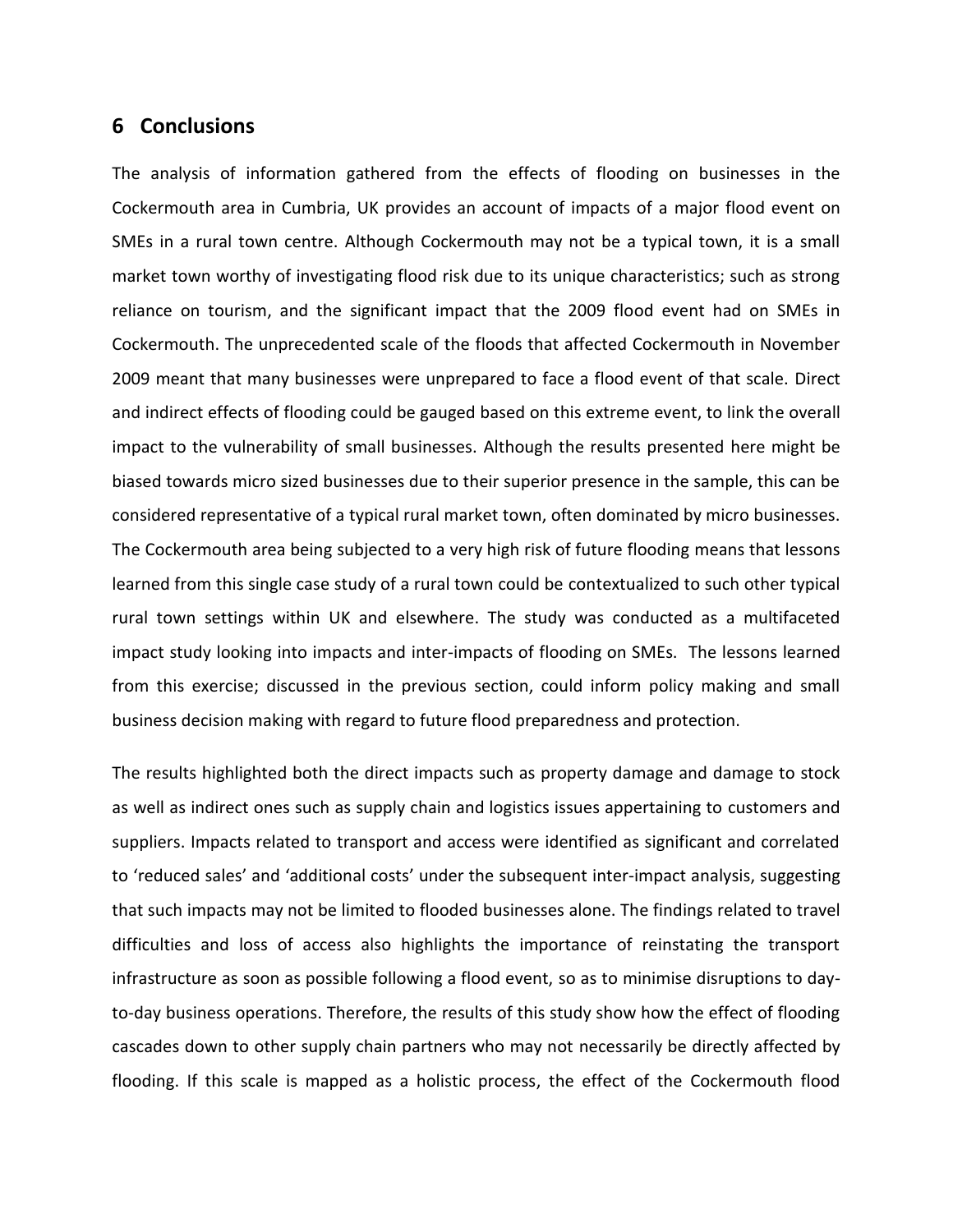## 6 Conclusions

The analysis of information gathered from the effects of flooding on businesses in the Cockermouth area in Cumbria, UK provides an account of impacts of a major flood event on SMEs in a rural town centre. Although Cockermouth may not be a typical town, it is a small market town worthy of investigating flood risk due to its unique characteristics; such as strong reliance on tourism, and the significant impact that the 2009 flood event had on SMEs in Cockermouth. The unprecedented scale of the floods that affected Cockermouth in November 2009 meant that many businesses were unprepared to face a flood event of that scale. Direct and indirect effects of flooding could be gauged based on this extreme event, to link the overall impact to the vulnerability of small businesses. Although the results presented here might be biased towards micro sized businesses due to their superior presence in the sample, this can be considered representative of a typical rural market town, often dominated by micro businesses. The Cockermouth area being subjected to a very high risk of future flooding means that lessons learned from this single case study of a rural town could be contextualized to such other typical rural town settings within UK and elsewhere. The study was conducted as a multifaceted impact study looking into impacts and inter-impacts of flooding on SMEs. The lessons learned from this exercise; discussed in the previous section, could inform policy making and small business decision making with regard to future flood preparedness and protection.

The results highlighted both the direct impacts such as property damage and damage to stock as well as indirect ones such as supply chain and logistics issues appertaining to customers and suppliers. Impacts related to transport and access were identified as significant and correlated to 'reduced sales' and 'additional costs' under the subsequent inter-impact analysis, suggesting that such impacts may not be limited to flooded businesses alone. The findings related to travel difficulties and loss of access also highlights the importance of reinstating the transport infrastructure as soon as possible following a flood event, so as to minimise disruptions to day-to-day business operations. Therefore, the results of this study show how the effect of flooding cascades down to other supply chain partners who may not necessarily be directly affected by flooding. If this scale is mapped as a holistic process, the effect of the Cockermouth flood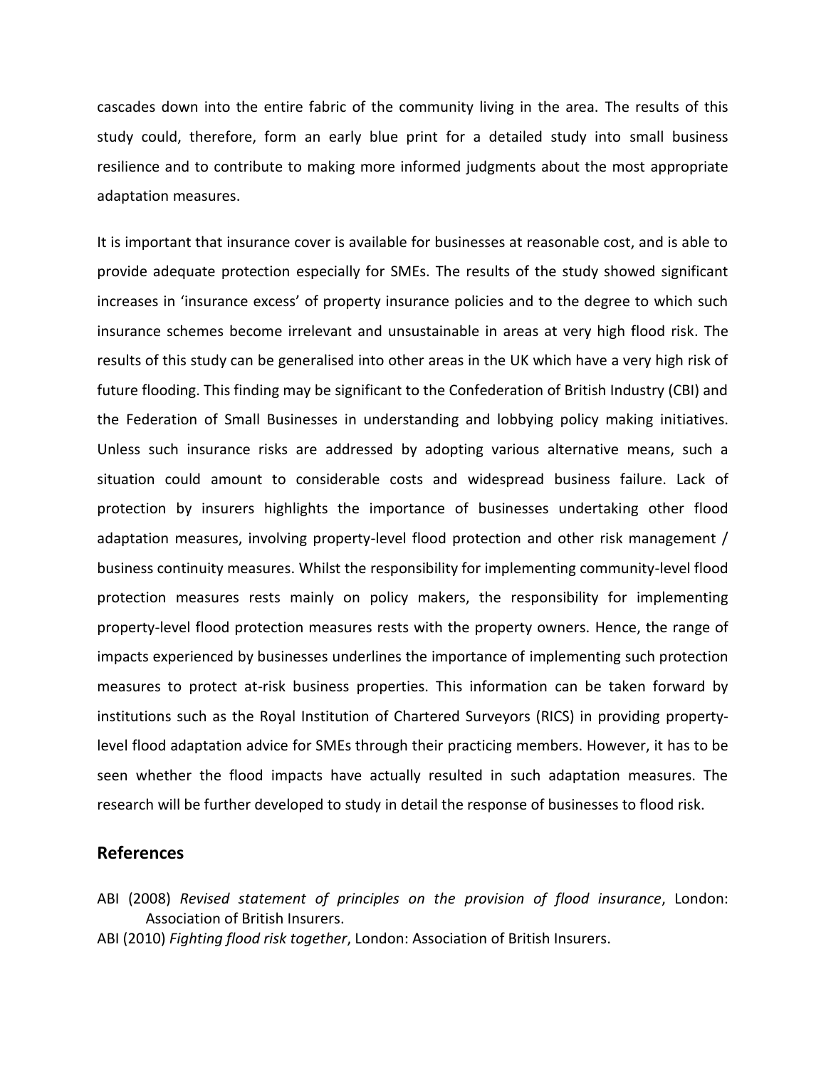cascades down into the entire fabric of the community living in the area. The results of this study could, therefore, form an early blue print for a detailed study into small business resilience and to contribute to making more informed judgments about the most appropriate adaptation measures.

It is important that insurance cover is available for businesses at reasonable cost, and is able to provide adequate protection especially for SMEs. The results of the study showed significant increases in 'insurance excess' of property insurance policies and to the degree to which such insurance schemes become irrelevant and unsustainable in areas at very high flood risk. The results of this study can be generalised into other areas in the UK which have a very high risk of future flooding. This finding may be significant to the Confederation of British Industry (CBI) and the Federation of Small Businesses in understanding and lobbying policy making initiatives. Unless such insurance risks are addressed by adopting various alternative means, such a situation could amount to considerable costs and widespread business failure. Lack of protection by insurers highlights the importance of businesses undertaking other flood adaptation measures, involving property-level flood protection and other risk management / business continuity measures. Whilst the responsibility for implementing community-level flood protection measures rests mainly on policy makers, the responsibility for implementing property-level flood protection measures rests with the property owners. Hence, the range of impacts experienced by businesses underlines the importance of implementing such protection measures to protect at-risk business properties. This information can be taken forward by institutions such as the Royal Institution of Chartered Surveyors (RICS) in providing property-level flood adaptation advice for SMEs through their practicing members. However, it has to be seen whether the flood impacts have actually resulted in such adaptation measures. The research will be further developed to study in detail the response of businesses to flood risk.

## References

ABI (2008) *Revised statement of principles on the provision of flood insurance*, London: Association of British Insurers.

ABI (2010) *Fighting flood risk together*, London: Association of British Insurers.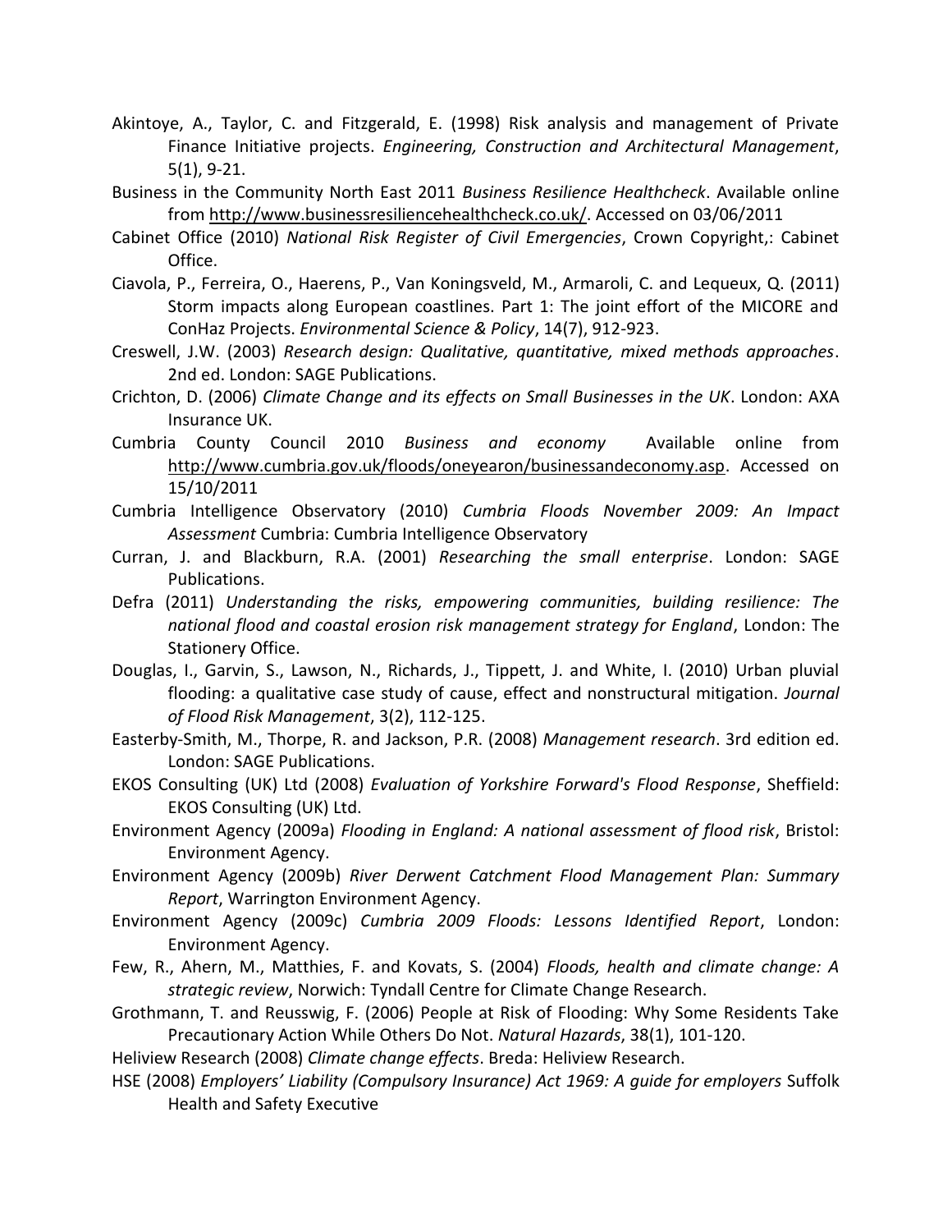Akintoye, A., Taylor, C. and Fitzgerald, E. (1998) Risk analysis and management of Private Finance Initiative projects. *Engineering, Construction and Architectural Management*, 5(1), 9-21.

Business in the Community North East 2011 *Business Resilience Healthcheck*. Available online from http://www.businessresiliencehealthcheck.co.uk/. Accessed on 03/06/2011

Cabinet Office (2010) *National Risk Register of Civil Emergencies*, Crown Copyright,: Cabinet Office.

Ciavola, P., Ferreira, O., Haerens, P., Van Koningsveld, M., Armaroli, C. and Lequeux, Q. (2011) Storm impacts along European coastlines. Part 1: The joint effort of the MICORE and ConHaz Projects. *Environmental Science & Policy*, 14(7), 912-923.

Creswell, J.W. (2003) *Research design: Qualitative, quantitative, mixed methods approaches*. 2nd ed. London: SAGE Publications.

Crichton, D. (2006) *Climate Change and its effects on Small Businesses in the UK*. London: AXA Insurance UK.

Cumbria County Council 2010 *Business and economy* Available online from http://www.cumbria.gov.uk/floods/oneyearon/businessandeconomy.asp. Accessed on 15/10/2011

Cumbria Intelligence Observatory (2010) *Cumbria Floods November 2009: An Impact Assessment* Cumbria: Cumbria Intelligence Observatory

Curran, J. and Blackburn, R.A. (2001) *Researching the small enterprise*. London: SAGE Publications.

Defra (2011) *Understanding the risks, empowering communities, building resilience: The national flood and coastal erosion risk management strategy for England*, London: The Stationery Office.

Douglas, I., Garvin, S., Lawson, N., Richards, J., Tippett, J. and White, I. (2010) Urban pluvial flooding: a qualitative case study of cause, effect and nonstructural mitigation. *Journal of Flood Risk Management*, 3(2), 112-125.

Easterby-Smith, M., Thorpe, R. and Jackson, P.R. (2008) *Management research*. 3rd edition ed. London: SAGE Publications.

EKOS Consulting (UK) Ltd (2008) *Evaluation of Yorkshire Forward's Flood Response*, Sheffield: EKOS Consulting (UK) Ltd.

Environment Agency (2009a) *Flooding in England: A national assessment of flood risk*, Bristol: Environment Agency.

Environment Agency (2009b) *River Derwent Catchment Flood Management Plan: Summary Report*, Warrington Environment Agency.

Environment Agency (2009c) *Cumbria 2009 Floods: Lessons Identified Report*, London: Environment Agency.

Few, R., Ahern, M., Matthies, F. and Kovats, S. (2004) *Floods, health and climate change: A strategic review*, Norwich: Tyndall Centre for Climate Change Research.

Grothmann, T. and Reusswig, F. (2006) People at Risk of Flooding: Why Some Residents Take Precautionary Action While Others Do Not. *Natural Hazards*, 38(1), 101-120.

Heliview Research (2008) *Climate change effects*. Breda: Heliview Research.

HSE (2008) *Employers' Liability (Compulsory Insurance) Act 1969: A guide for employers* Suffolk Health and Safety Executive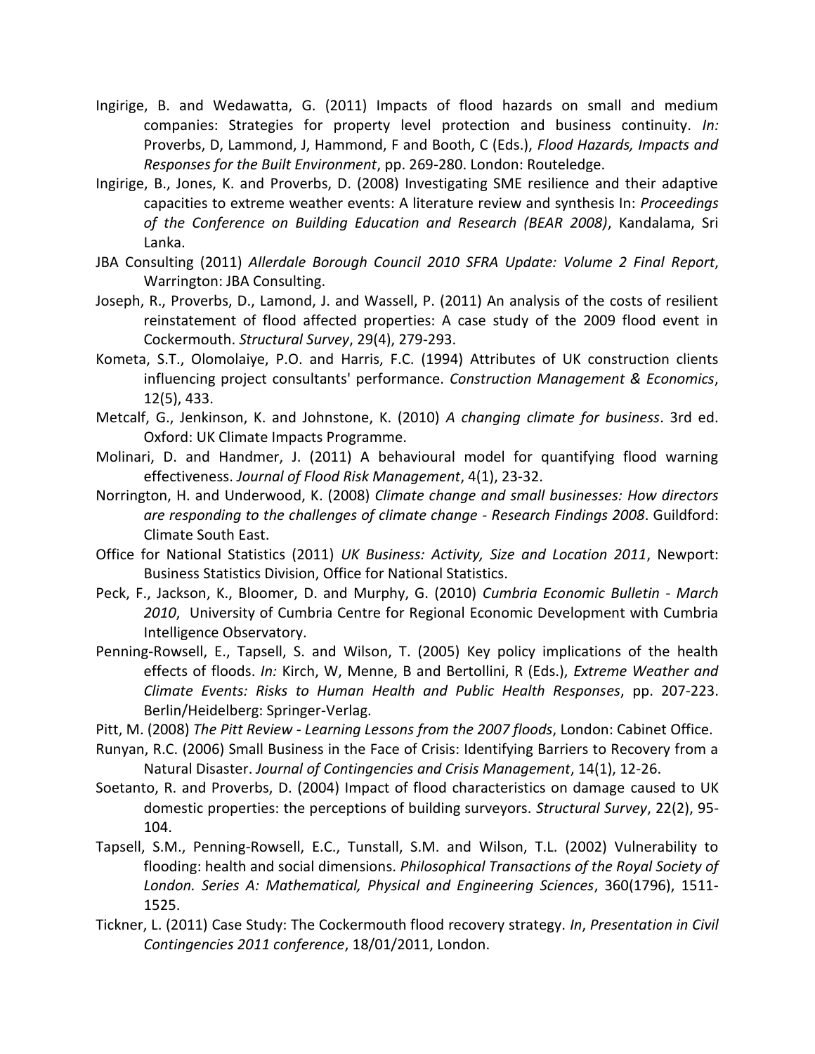Ingirige, B. and Wedawatta, G. (2011) Impacts of flood hazards on small and medium companies: Strategies for property level protection and business continuity. *In:* Proverbs, D, Lammond, J, Hammond, F and Booth, C (Eds.), *Flood Hazards, Impacts and Responses for the Built Environment*, pp. 269-280. London: Routeledge.

Ingirige, B., Jones, K. and Proverbs, D. (2008) Investigating SME resilience and their adaptive capacities to extreme weather events: A literature review and synthesis In: *Proceedings of the Conference on Building Education and Research (BEAR 2008)*, Kandalama, Sri Lanka.

JBA Consulting (2011) *Allerdale Borough Council 2010 SFRA Update: Volume 2 Final Report*, Warrington: JBA Consulting.

Joseph, R., Proverbs, D., Lamond, J. and Wassell, P. (2011) An analysis of the costs of resilient reinstatement of flood affected properties: A case study of the 2009 flood event in Cockermouth. *Structural Survey*, 29(4), 279-293.

Kometa, S.T., Olomolaiye, P.O. and Harris, F.C. (1994) Attributes of UK construction clients influencing project consultants' performance. *Construction Management & Economics*, 12(5), 433.

Metcalf, G., Jenkinson, K. and Johnstone, K. (2010) *A changing climate for business*. 3rd ed. Oxford: UK Climate Impacts Programme.

Molinari, D. and Handmer, J. (2011) A behavioural model for quantifying flood warning effectiveness. *Journal of Flood Risk Management*, 4(1), 23-32.

Norrington, H. and Underwood, K. (2008) *Climate change and small businesses: How directors are responding to the challenges of climate change - Research Findings 2008*. Guildford: Climate South East.

Office for National Statistics (2011) *UK Business: Activity, Size and Location 2011*, Newport: Business Statistics Division, Office for National Statistics.

Peck, F., Jackson, K., Bloomer, D. and Murphy, G. (2010) *Cumbria Economic Bulletin - March 2010*, University of Cumbria Centre for Regional Economic Development with Cumbria Intelligence Observatory.

Penning-Rowsell, E., Tapsell, S. and Wilson, T. (2005) Key policy implications of the health effects of floods. *In:* Kirch, W, Menne, B and Bertollini, R (Eds.), *Extreme Weather and Climate Events: Risks to Human Health and Public Health Responses*, pp. 207-223. Berlin/Heidelberg: Springer-Verlag.

Pitt, M. (2008) *The Pitt Review - Learning Lessons from the 2007 floods*, London: Cabinet Office.

Runyan, R.C. (2006) Small Business in the Face of Crisis: Identifying Barriers to Recovery from a Natural Disaster. *Journal of Contingencies and Crisis Management*, 14(1), 12-26.

Soetanto, R. and Proverbs, D. (2004) Impact of flood characteristics on damage caused to UK domestic properties: the perceptions of building surveyors. *Structural Survey*, 22(2), 95-104.

Tapsell, S.M., Penning-Rowsell, E.C., Tunstall, S.M. and Wilson, T.L. (2002) Vulnerability to flooding: health and social dimensions. *Philosophical Transactions of the Royal Society of London. Series A: Mathematical, Physical and Engineering Sciences*, 360(1796), 1511-1525.

Tickner, L. (2011) Case Study: The Cockermouth flood recovery strategy. *In*, *Presentation in Civil Contingencies 2011 conference*, 18/01/2011, London.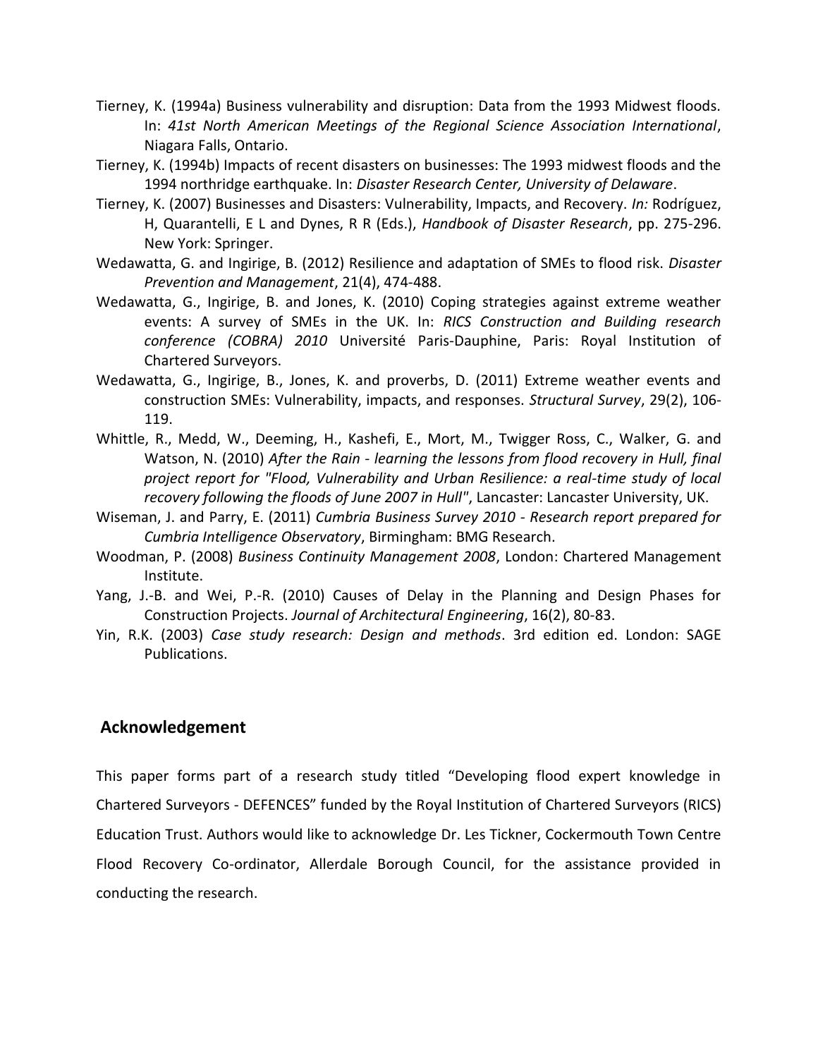Tierney, K. (1994a) Business vulnerability and disruption: Data from the 1993 Midwest floods. In: *41st North American Meetings of the Regional Science Association International*, Niagara Falls, Ontario.

Tierney, K. (1994b) Impacts of recent disasters on businesses: The 1993 midwest floods and the 1994 northridge earthquake. In: *Disaster Research Center, University of Delaware*.

Tierney, K. (2007) Businesses and Disasters: Vulnerability, Impacts, and Recovery. *In:* Rodríguez, H, Quarantelli, E L and Dynes, R R (Eds.), *Handbook of Disaster Research*, pp. 275-296. New York: Springer.

Wedawatta, G. and Ingirige, B. (2012) Resilience and adaptation of SMEs to flood risk. *Disaster Prevention and Management*, 21(4), 474-488.

Wedawatta, G., Ingirige, B. and Jones, K. (2010) Coping strategies against extreme weather events: A survey of SMEs in the UK. In: *RICS Construction and Building research conference (COBRA) 2010* Université Paris-Dauphine, Paris: Royal Institution of Chartered Surveyors.

Wedawatta, G., Ingirige, B., Jones, K. and proverbs, D. (2011) Extreme weather events and construction SMEs: Vulnerability, impacts, and responses. *Structural Survey*, 29(2), 106-119.

Whittle, R., Medd, W., Deeming, H., Kashefi, E., Mort, M., Twigger Ross, C., Walker, G. and Watson, N. (2010) *After the Rain - learning the lessons from flood recovery in Hull, final project report for "Flood, Vulnerability and Urban Resilience: a real-time study of local recovery following the floods of June 2007 in Hull"*, Lancaster: Lancaster University, UK.

Wiseman, J. and Parry, E. (2011) *Cumbria Business Survey 2010 - Research report prepared for Cumbria Intelligence Observatory*, Birmingham: BMG Research.

Woodman, P. (2008) *Business Continuity Management 2008*, London: Chartered Management Institute.

Yang, J.-B. and Wei, P.-R. (2010) Causes of Delay in the Planning and Design Phases for Construction Projects. *Journal of Architectural Engineering*, 16(2), 80-83.

Yin, R.K. (2003) *Case study research: Design and methods*. 3rd edition ed. London: SAGE Publications.

## Acknowledgement

This paper forms part of a research study titled "Developing flood expert knowledge in Chartered Surveyors - DEFENCES" funded by the Royal Institution of Chartered Surveyors (RICS) Education Trust. Authors would like to acknowledge Dr. Les Tickner, Cockermouth Town Centre Flood Recovery Co-ordinator, Allerdale Borough Council, for the assistance provided in conducting the research.